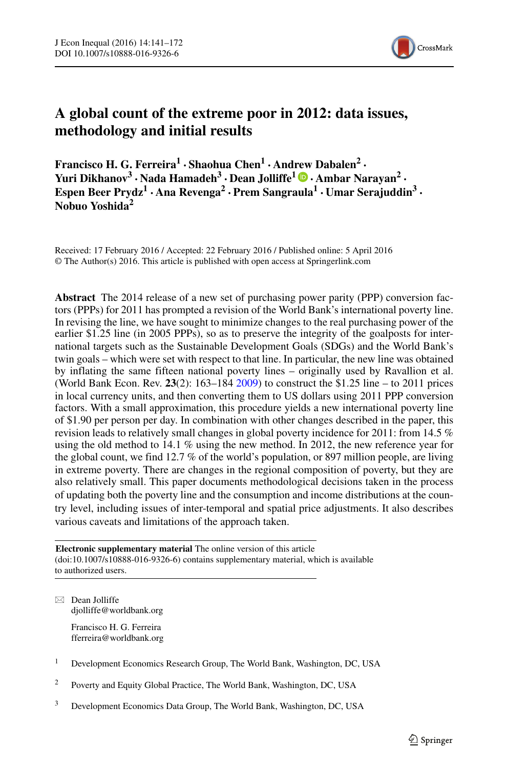# A global count of the extreme poor in 2012: data issues, methodology and initial results

**Francisco H. G. Ferreira[1] · Shaohua Chen[1] · Andrew Dabalen[2] · Yuri Dikhanov[3] · Nada Hamadeh[3] · Dean Jolliffe[1] · Ambar Narayan[2] · Espen Beer Prydz[1] · Ana Revenga[2] · Prem Sangraula[1] · Umar Serajuddin[3] · Nobuo Yoshida[2]**

Received: 17 February 2016 / Accepted: 22 February 2016 / Published online: 5 April 2016
© The Author(s) 2016. This article is published with open access at Springerlink.com

**Abstract** The 2014 release of a new set of purchasing power parity (PPP) conversion factors (PPPs) for 2011 has prompted a revision of the World Bank's international poverty line. In revising the line, we have sought to minimize changes to the real purchasing power of the earlier $1.25 line (in 2005 PPPs), so as to preserve the integrity of the goalposts for international targets such as the Sustainable Development Goals (SDGs) and the World Bank's twin goals – which were set with respect to that line. In particular, the new line was obtained by inflating the same fifteen national poverty lines – originally used by Ravallion et al. (World Bank Econ. Rev. **23**(2): 163–184 2009) to construct the $1.25 line – to 2011 prices in local currency units, and then converting them to US dollars using 2011 PPP conversion factors. With a small approximation, this procedure yields a new international poverty line of $1.90 per person per day. In combination with other changes described in the paper, this revision leads to relatively small changes in global poverty incidence for 2011: from 14.5 % using the old method to 14.1 % using the new method. In 2012, the new reference year for the global count, we find 12.7 % of the world's population, or 897 million people, are living in extreme poverty. There are changes in the regional composition of poverty, but they are also relatively small. This paper documents methodological decisions taken in the process of updating both the poverty line and the consumption and income distributions at the country level, including issues of inter-temporal and spatial price adjustments. It also describes various caveats and limitations of the approach taken.

**Electronic supplementary material** The online version of this article (doi:10.1007/s10888-016-9326-6) contains supplementary material, which is available to authorized users.

✉ Dean Jolliffe
djolliffe@worldbank.org

Francisco H. G. Ferreira
fferreira@worldbank.org

[1] Development Economics Research Group, The World Bank, Washington, DC, USA

[2] Poverty and Equity Global Practice, The World Bank, Washington, DC, USA

[3] Development Economics Data Group, The World Bank, Washington, DC, USA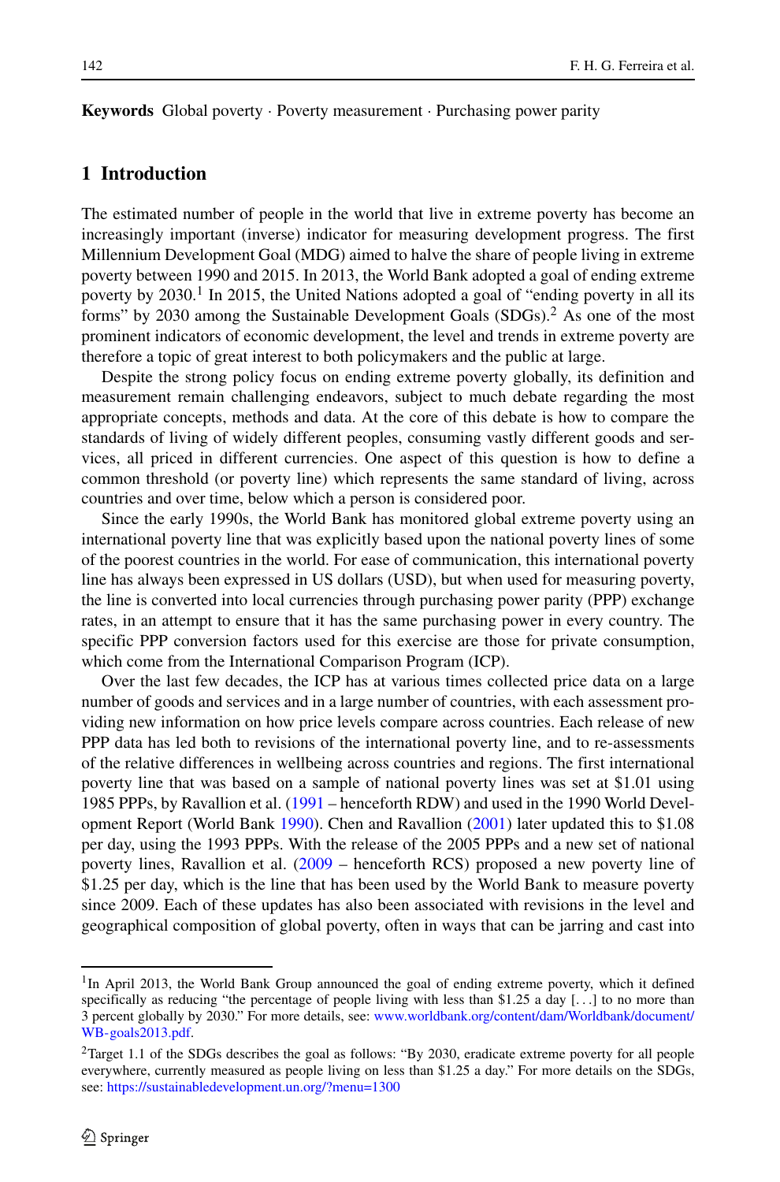**Keywords** Global poverty · Poverty measurement · Purchasing power parity

## 1 Introduction

The estimated number of people in the world that live in extreme poverty has become an increasingly important (inverse) indicator for measuring development progress. The first Millennium Development Goal (MDG) aimed to halve the share of people living in extreme poverty between 1990 and 2015. In 2013, the World Bank adopted a goal of ending extreme poverty by 2030.[1] In 2015, the United Nations adopted a goal of "ending poverty in all its forms" by 2030 among the Sustainable Development Goals (SDGs).[2] As one of the most prominent indicators of economic development, the level and trends in extreme poverty are therefore a topic of great interest to both policymakers and the public at large.

Despite the strong policy focus on ending extreme poverty globally, its definition and measurement remain challenging endeavors, subject to much debate regarding the most appropriate concepts, methods and data. At the core of this debate is how to compare the standards of living of widely different peoples, consuming vastly different goods and services, all priced in different currencies. One aspect of this question is how to define a common threshold (or poverty line) which represents the same standard of living, across countries and over time, below which a person is considered poor.

Since the early 1990s, the World Bank has monitored global extreme poverty using an international poverty line that was explicitly based upon the national poverty lines of some of the poorest countries in the world. For ease of communication, this international poverty line has always been expressed in US dollars (USD), but when used for measuring poverty, the line is converted into local currencies through purchasing power parity (PPP) exchange rates, in an attempt to ensure that it has the same purchasing power in every country. The specific PPP conversion factors used for this exercise are those for private consumption, which come from the International Comparison Program (ICP).

Over the last few decades, the ICP has at various times collected price data on a large number of goods and services and in a large number of countries, with each assessment providing new information on how price levels compare across countries. Each release of new PPP data has led both to revisions of the international poverty line, and to re-assessments of the relative differences in wellbeing across countries and regions. The first international poverty line that was based on a sample of national poverty lines was set at $1.01 using 1985 PPPs, by Ravallion et al. (1991 – henceforth RDW) and used in the 1990 World Development Report (World Bank 1990). Chen and Ravallion (2001) later updated this to $1.08 per day, using the 1993 PPPs. With the release of the 2005 PPPs and a new set of national poverty lines, Ravallion et al. (2009 – henceforth RCS) proposed a new poverty line of $1.25 per day, which is the line that has been used by the World Bank to measure poverty since 2009. Each of these updates has also been associated with revisions in the level and geographical composition of global poverty, often in ways that can be jarring and cast into

---

[1] In April 2013, the World Bank Group announced the goal of ending extreme poverty, which it defined specifically as reducing "the percentage of people living with less than $1.25 a day [...] to no more than 3 percent globally by 2030." For more details, see: www.worldbank.org/content/dam/Worldbank/document/WB-goals2013.pdf.

[2] Target 1.1 of the SDGs describes the goal as follows: "By 2030, eradicate extreme poverty for all people everywhere, currently measured as people living on less than $1.25 a day." For more details on the SDGs, see: https://sustainabledevelopment.un.org/?menu=1300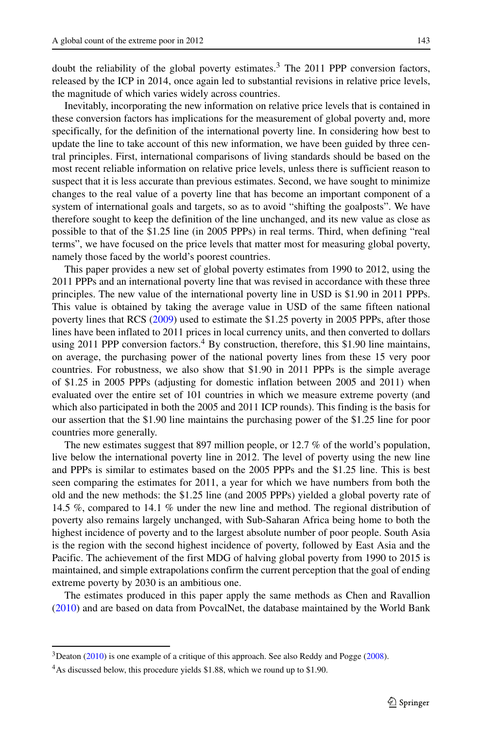doubt the reliability of the global poverty estimates.[3] The 2011 PPP conversion factors, released by the ICP in 2014, once again led to substantial revisions in relative price levels, the magnitude of which varies widely across countries.

Inevitably, incorporating the new information on relative price levels that is contained in these conversion factors has implications for the measurement of global poverty and, more specifically, for the definition of the international poverty line. In considering how best to update the line to take account of this new information, we have been guided by three central principles. First, international comparisons of living standards should be based on the most recent reliable information on relative price levels, unless there is sufficient reason to suspect that it is less accurate than previous estimates. Second, we have sought to minimize changes to the real value of a poverty line that has become an important component of a system of international goals and targets, so as to avoid "shifting the goalposts". We have therefore sought to keep the definition of the line unchanged, and its new value as close as possible to that of the $1.25 line (in 2005 PPPs) in real terms. Third, when defining "real terms", we have focused on the price levels that matter most for measuring global poverty, namely those faced by the world's poorest countries.

This paper provides a new set of global poverty estimates from 1990 to 2012, using the 2011 PPPs and an international poverty line that was revised in accordance with these three principles. The new value of the international poverty line in USD is $1.90 in 2011 PPPs. This value is obtained by taking the average value in USD of the same fifteen national poverty lines that RCS (2009) used to estimate the $1.25 poverty in 2005 PPPs, after those lines have been inflated to 2011 prices in local currency units, and then converted to dollars using 2011 PPP conversion factors.[4] By construction, therefore, this $1.90 line maintains, on average, the purchasing power of the national poverty lines from these 15 very poor countries. For robustness, we also show that $1.90 in 2011 PPPs is the simple average of $1.25 in 2005 PPPs (adjusting for domestic inflation between 2005 and 2011) when evaluated over the entire set of 101 countries in which we measure extreme poverty (and which also participated in both the 2005 and 2011 ICP rounds). This finding is the basis for our assertion that the $1.90 line maintains the purchasing power of the $1.25 line for poor countries more generally.

The new estimates suggest that 897 million people, or 12.7 % of the world's population, live below the international poverty line in 2012. The level of poverty using the new line and PPPs is similar to estimates based on the 2005 PPPs and the $1.25 line. This is best seen comparing the estimates for 2011, a year for which we have numbers from both the old and the new methods: the $1.25 line (and 2005 PPPs) yielded a global poverty rate of 14.5 %, compared to 14.1 % under the new line and method. The regional distribution of poverty also remains largely unchanged, with Sub-Saharan Africa being home to both the highest incidence of poverty and to the largest absolute number of poor people. South Asia is the region with the second highest incidence of poverty, followed by East Asia and the Pacific. The achievement of the first MDG of halving global poverty from 1990 to 2015 is maintained, and simple extrapolations confirm the current perception that the goal of ending extreme poverty by 2030 is an ambitious one.

The estimates produced in this paper apply the same methods as Chen and Ravallion (2010) and are based on data from PovcalNet, the database maintained by the World Bank

---

[3] Deaton (2010) is one example of a critique of this approach. See also Reddy and Pogge (2008).

[4] As discussed below, this procedure yields $1.88, which we round up to $1.90.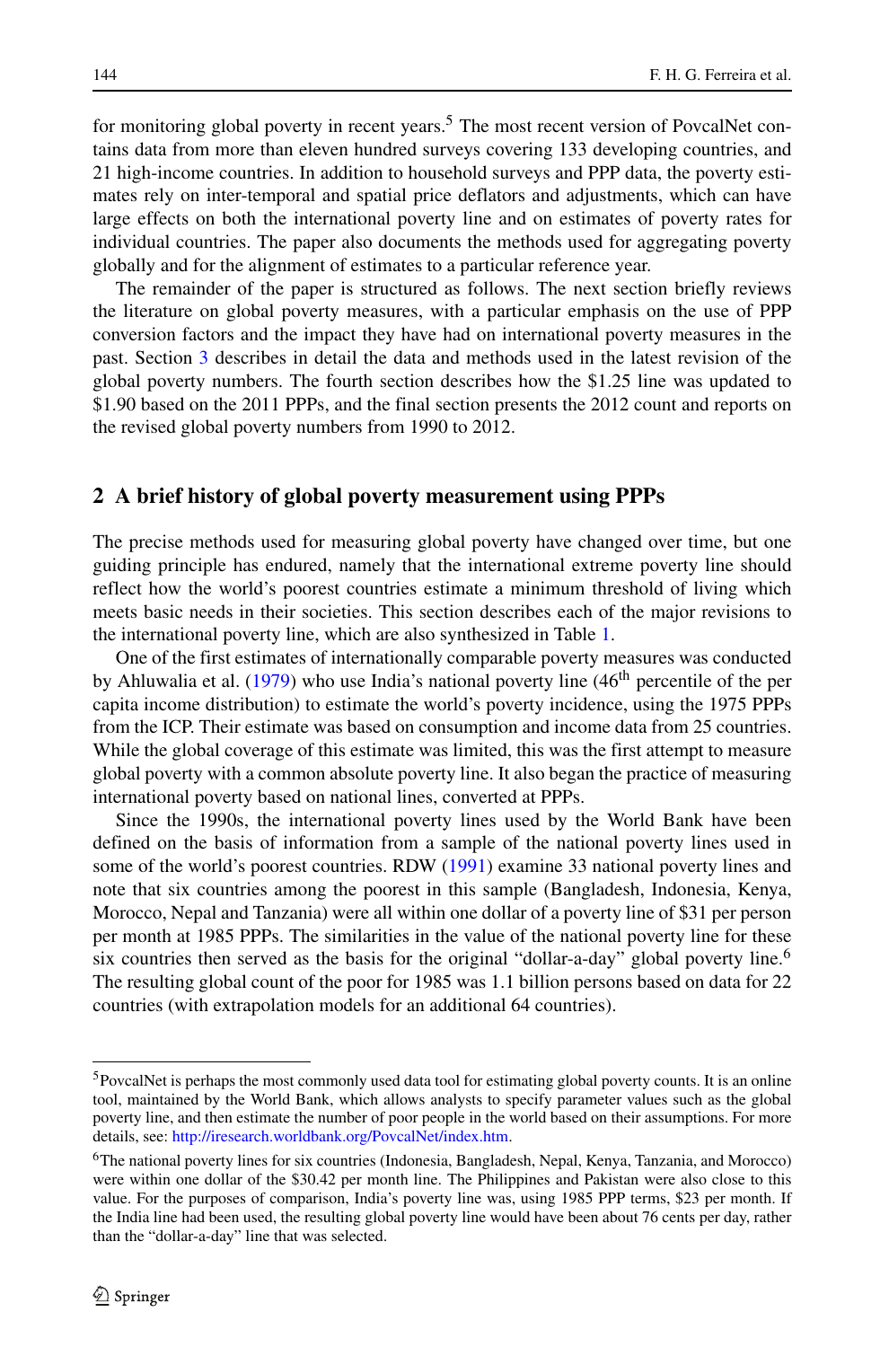for monitoring global poverty in recent years.[5] The most recent version of PovcalNet contains data from more than eleven hundred surveys covering 133 developing countries, and 21 high-income countries. In addition to household surveys and PPP data, the poverty estimates rely on inter-temporal and spatial price deflators and adjustments, which can have large effects on both the international poverty line and on estimates of poverty rates for individual countries. The paper also documents the methods used for aggregating poverty globally and for the alignment of estimates to a particular reference year.

The remainder of the paper is structured as follows. The next section briefly reviews the literature on global poverty measures, with a particular emphasis on the use of PPP conversion factors and the impact they have had on international poverty measures in the past. Section 3 describes in detail the data and methods used in the latest revision of the global poverty numbers. The fourth section describes how the $1.25 line was updated to $1.90 based on the 2011 PPPs, and the final section presents the 2012 count and reports on the revised global poverty numbers from 1990 to 2012.

## 2 A brief history of global poverty measurement using PPPs

The precise methods used for measuring global poverty have changed over time, but one guiding principle has endured, namely that the international extreme poverty line should reflect how the world's poorest countries estimate a minimum threshold of living which meets basic needs in their societies. This section describes each of the major revisions to the international poverty line, which are also synthesized in Table 1.

One of the first estimates of internationally comparable poverty measures was conducted by Ahluwalia et al. (1979) who use India's national poverty line (46th percentile of the per capita income distribution) to estimate the world's poverty incidence, using the 1975 PPPs from the ICP. Their estimate was based on consumption and income data from 25 countries. While the global coverage of this estimate was limited, this was the first attempt to measure global poverty with a common absolute poverty line. It also began the practice of measuring international poverty based on national lines, converted at PPPs.

Since the 1990s, the international poverty lines used by the World Bank have been defined on the basis of information from a sample of the national poverty lines used in some of the world's poorest countries. RDW (1991) examine 33 national poverty lines and note that six countries among the poorest in this sample (Bangladesh, Indonesia, Kenya, Morocco, Nepal and Tanzania) were all within one dollar of a poverty line of $31 per person per month at 1985 PPPs. The similarities in the value of the national poverty line for these six countries then served as the basis for the original "dollar-a-day" global poverty line.[6] The resulting global count of the poor for 1985 was 1.1 billion persons based on data for 22 countries (with extrapolation models for an additional 64 countries).

[5] PovcalNet is perhaps the most commonly used data tool for estimating global poverty counts. It is an online tool, maintained by the World Bank, which allows analysts to specify parameter values such as the global poverty line, and then estimate the number of poor people in the world based on their assumptions. For more details, see: http://iresearch.worldbank.org/PovcalNet/index.htm.

[6] The national poverty lines for six countries (Indonesia, Bangladesh, Nepal, Kenya, Tanzania, and Morocco) were within one dollar of the $30.42 per month line. The Philippines and Pakistan were also close to this value. For the purposes of comparison, India's poverty line was, using 1985 PPP terms, $23 per month. If the India line had been used, the resulting global poverty line would have been about 76 cents per day, rather than the "dollar-a-day" line that was selected.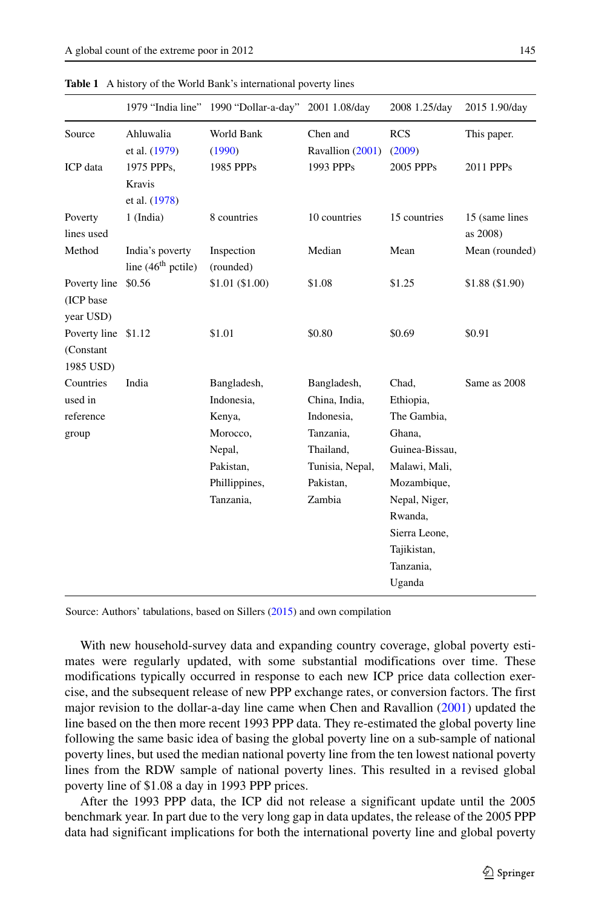**Table 1** A history of the World Bank's international poverty lines

| | 1979 "India line" | 1990 "Dollar-a-day" | 2001 1.08/day | 2008 1.25/day | 2015 1.90/day |
|---|---|---|---|---|---|
| Source | Ahluwalia et al. (1979) | World Bank (1990) | Chen and Ravallion (2001) | RCS (2009) | This paper. |
| ICP data | 1975 PPPs, Kravis et al. (1978) | 1985 PPPs | 1993 PPPs | 2005 PPPs | 2011 PPPs |
| Poverty lines used | 1 (India) | 8 countries | 10 countries | 15 countries | 15 (same lines as 2008) |
| Method | India's poverty line (46th pctile) | Inspection (rounded) | Median | Mean | Mean (rounded) |
| Poverty line (ICP base year USD) | \$0.56 | \$1.01 (\$1.00) | \$1.08 | \$1.25 | \$1.88 (\$1.90) |
| Poverty line (Constant 1985 USD) | \$1.12 | \$1.01 | \$0.80 | \$0.69 | \$0.91 |
| Countries used in reference group | India | Bangladesh, Indonesia, Kenya, Morocco, Nepal, Pakistan, Phillippines, Tanzania, | Bangladesh, China, India, Indonesia, Tanzania, Thailand, Tunisia, Nepal, Pakistan, Zambia | Chad, Ethiopia, The Gambia, Ghana, Guinea-Bissau, Malawi, Mali, Mozambique, Nepal, Niger, Rwanda, Sierra Leone, Tajikistan, Tanzania, Uganda | Same as 2008 |

Source: Authors' tabulations, based on Sillers (2015) and own compilation

With new household-survey data and expanding country coverage, global poverty estimates were regularly updated, with some substantial modifications over time. These modifications typically occurred in response to each new ICP price data collection exercise, and the subsequent release of new PPP exchange rates, or conversion factors. The first major revision to the dollar-a-day line came when Chen and Ravallion (2001) updated the line based on the then more recent 1993 PPP data. They re-estimated the global poverty line following the same basic idea of basing the global poverty line on a sub-sample of national poverty lines, but used the median national poverty line from the ten lowest national poverty lines from the RDW sample of national poverty lines. This resulted in a revised global poverty line of \$1.08 a day in 1993 PPP prices.

After the 1993 PPP data, the ICP did not release a significant update until the 2005 benchmark year. In part due to the very long gap in data updates, the release of the 2005 PPP data had significant implications for both the international poverty line and global poverty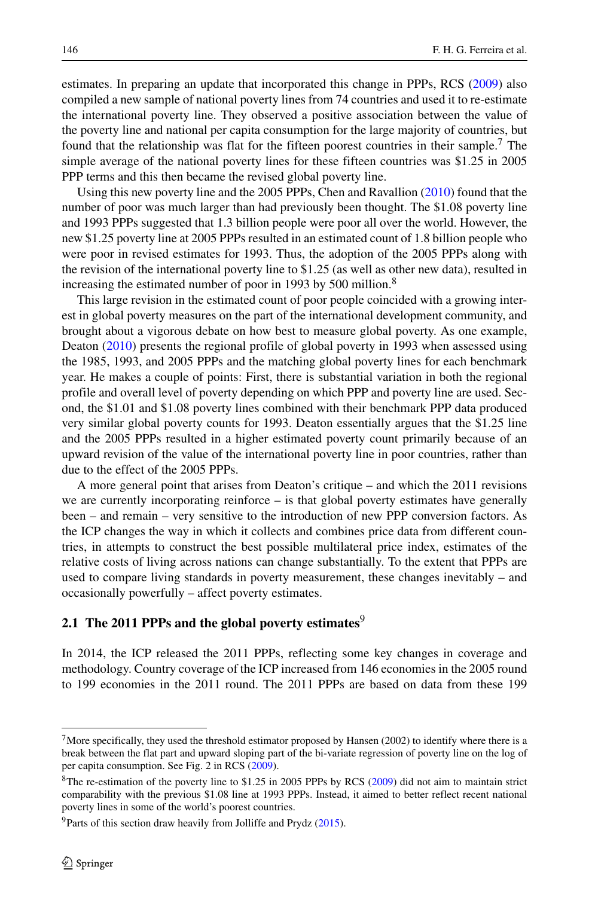estimates. In preparing an update that incorporated this change in PPPs, RCS (2009) also compiled a new sample of national poverty lines from 74 countries and used it to re-estimate the international poverty line. They observed a positive association between the value of the poverty line and national per capita consumption for the large majority of countries, but found that the relationship was flat for the fifteen poorest countries in their sample.[7] The simple average of the national poverty lines for these fifteen countries was $1.25 in 2005 PPP terms and this then became the revised global poverty line.

Using this new poverty line and the 2005 PPPs, Chen and Ravallion (2010) found that the number of poor was much larger than had previously been thought. The $1.08 poverty line and 1993 PPPs suggested that 1.3 billion people were poor all over the world. However, the new $1.25 poverty line at 2005 PPPs resulted in an estimated count of 1.8 billion people who were poor in revised estimates for 1993. Thus, the adoption of the 2005 PPPs along with the revision of the international poverty line to $1.25 (as well as other new data), resulted in increasing the estimated number of poor in 1993 by 500 million.[8]

This large revision in the estimated count of poor people coincided with a growing interest in global poverty measures on the part of the international development community, and brought about a vigorous debate on how best to measure global poverty. As one example, Deaton (2010) presents the regional profile of global poverty in 1993 when assessed using the 1985, 1993, and 2005 PPPs and the matching global poverty lines for each benchmark year. He makes a couple of points: First, there is substantial variation in both the regional profile and overall level of poverty depending on which PPP and poverty line are used. Second, the $1.01 and $1.08 poverty lines combined with their benchmark PPP data produced very similar global poverty counts for 1993. Deaton essentially argues that the $1.25 line and the 2005 PPPs resulted in a higher estimated poverty count primarily because of an upward revision of the value of the international poverty line in poor countries, rather than due to the effect of the 2005 PPPs.

A more general point that arises from Deaton's critique – and which the 2011 revisions we are currently incorporating reinforce – is that global poverty estimates have generally been – and remain – very sensitive to the introduction of new PPP conversion factors. As the ICP changes the way in which it collects and combines price data from different countries, in attempts to construct the best possible multilateral price index, estimates of the relative costs of living across nations can change substantially. To the extent that PPPs are used to compare living standards in poverty measurement, these changes inevitably – and occasionally powerfully – affect poverty estimates.

### 2.1 The 2011 PPPs and the global poverty estimates[9]

In 2014, the ICP released the 2011 PPPs, reflecting some key changes in coverage and methodology. Country coverage of the ICP increased from 146 economies in the 2005 round to 199 economies in the 2011 round. The 2011 PPPs are based on data from these 199

---

[7] More specifically, they used the threshold estimator proposed by Hansen (2002) to identify where there is a break between the flat part and upward sloping part of the bi-variate regression of poverty line on the log of per capita consumption. See Fig. 2 in RCS (2009).

[8] The re-estimation of the poverty line to $1.25 in 2005 PPPs by RCS (2009) did not aim to maintain strict comparability with the previous $1.08 line at 1993 PPPs. Instead, it aimed to better reflect recent national poverty lines in some of the world's poorest countries.

[9] Parts of this section draw heavily from Jolliffe and Prydz (2015).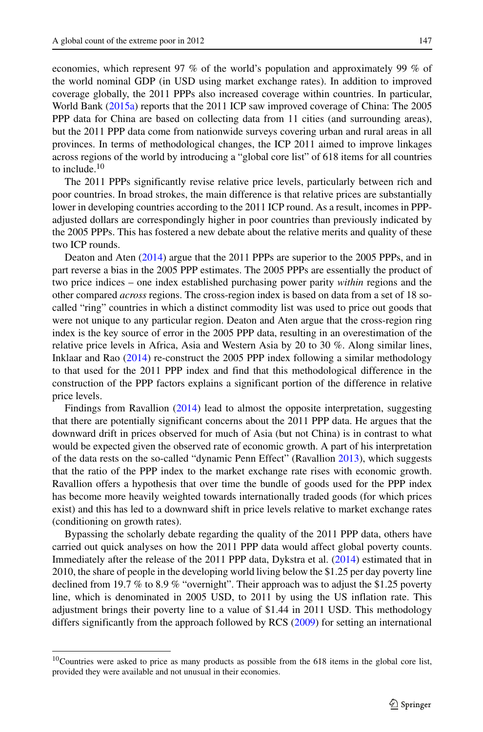economies, which represent 97 % of the world's population and approximately 99 % of the world nominal GDP (in USD using market exchange rates). In addition to improved coverage globally, the 2011 PPPs also increased coverage within countries. In particular, World Bank (2015a) reports that the 2011 ICP saw improved coverage of China: The 2005 PPP data for China are based on collecting data from 11 cities (and surrounding areas), but the 2011 PPP data come from nationwide surveys covering urban and rural areas in all provinces. In terms of methodological changes, the ICP 2011 aimed to improve linkages across regions of the world by introducing a "global core list" of 618 items for all countries to include.[10]

The 2011 PPPs significantly revise relative price levels, particularly between rich and poor countries. In broad strokes, the main difference is that relative prices are substantially lower in developing countries according to the 2011 ICP round. As a result, incomes in PPP-adjusted dollars are correspondingly higher in poor countries than previously indicated by the 2005 PPPs. This has fostered a new debate about the relative merits and quality of these two ICP rounds.

Deaton and Aten (2014) argue that the 2011 PPPs are superior to the 2005 PPPs, and in part reverse a bias in the 2005 PPP estimates. The 2005 PPPs are essentially the product of two price indices – one index established purchasing power parity *within* regions and the other compared *across* regions. The cross-region index is based on data from a set of 18 so-called "ring" countries in which a distinct commodity list was used to price out goods that were not unique to any particular region. Deaton and Aten argue that the cross-region ring index is the key source of error in the 2005 PPP data, resulting in an overestimation of the relative price levels in Africa, Asia and Western Asia by 20 to 30 %. Along similar lines, Inklaar and Rao (2014) re-construct the 2005 PPP index following a similar methodology to that used for the 2011 PPP index and find that this methodological difference in the construction of the PPP factors explains a significant portion of the difference in relative price levels.

Findings from Ravallion (2014) lead to almost the opposite interpretation, suggesting that there are potentially significant concerns about the 2011 PPP data. He argues that the downward drift in prices observed for much of Asia (but not China) is in contrast to what would be expected given the observed rate of economic growth. A part of his interpretation of the data rests on the so-called "dynamic Penn Effect" (Ravallion 2013), which suggests that the ratio of the PPP index to the market exchange rate rises with economic growth. Ravallion offers a hypothesis that over time the bundle of goods used for the PPP index has become more heavily weighted towards internationally traded goods (for which prices exist) and this has led to a downward shift in price levels relative to market exchange rates (conditioning on growth rates).

Bypassing the scholarly debate regarding the quality of the 2011 PPP data, others have carried out quick analyses on how the 2011 PPP data would affect global poverty counts. Immediately after the release of the 2011 PPP data, Dykstra et al. (2014) estimated that in 2010, the share of people in the developing world living below the $1.25 per day poverty line declined from 19.7 % to 8.9 % "overnight". Their approach was to adjust the $1.25 poverty line, which is denominated in 2005 USD, to 2011 by using the US inflation rate. This adjustment brings their poverty line to a value of $1.44 in 2011 USD. This methodology differs significantly from the approach followed by RCS (2009) for setting an international

[10] Countries were asked to price as many products as possible from the 618 items in the global core list, provided they were available and not unusual in their economies.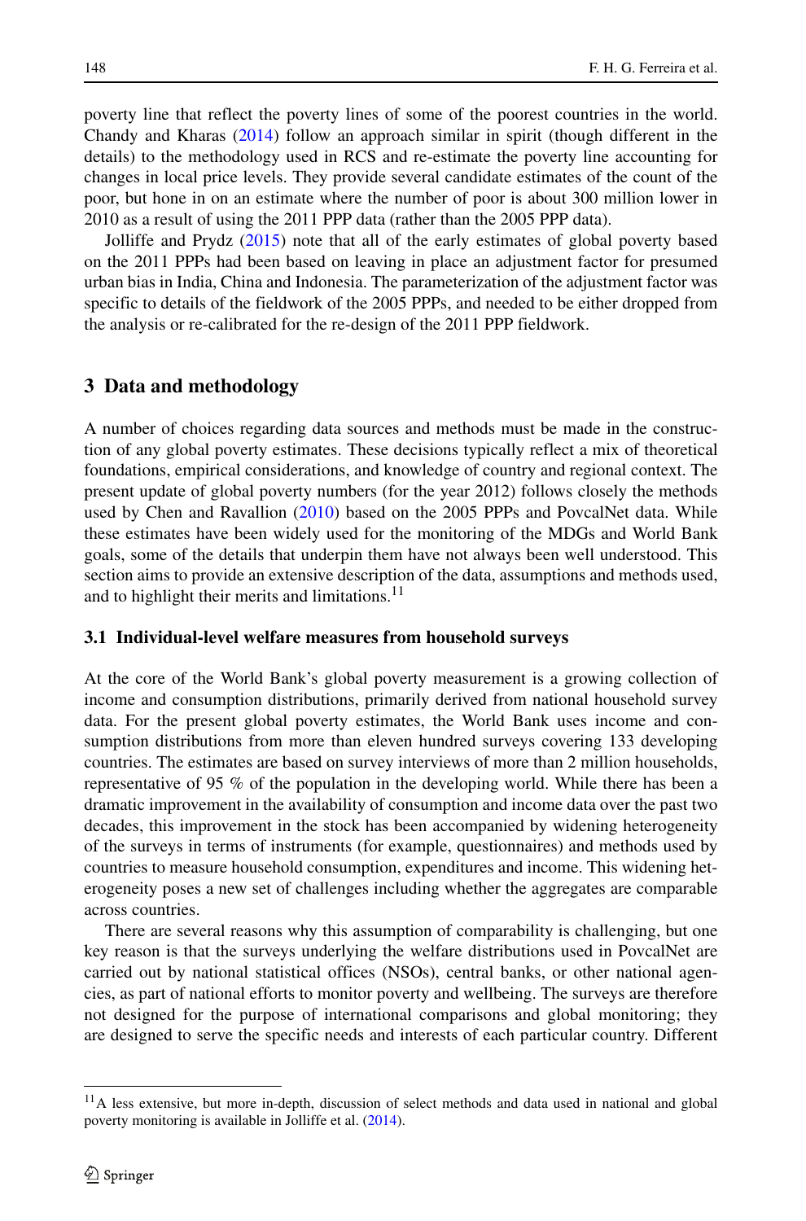poverty line that reflect the poverty lines of some of the poorest countries in the world. Chandy and Kharas (2014) follow an approach similar in spirit (though different in the details) to the methodology used in RCS and re-estimate the poverty line accounting for changes in local price levels. They provide several candidate estimates of the count of the poor, but hone in on an estimate where the number of poor is about 300 million lower in 2010 as a result of using the 2011 PPP data (rather than the 2005 PPP data).

Jolliffe and Prydz (2015) note that all of the early estimates of global poverty based on the 2011 PPPs had been based on leaving in place an adjustment factor for presumed urban bias in India, China and Indonesia. The parameterization of the adjustment factor was specific to details of the fieldwork of the 2005 PPPs, and needed to be either dropped from the analysis or re-calibrated for the re-design of the 2011 PPP fieldwork.

## 3 Data and methodology

A number of choices regarding data sources and methods must be made in the construction of any global poverty estimates. These decisions typically reflect a mix of theoretical foundations, empirical considerations, and knowledge of country and regional context. The present update of global poverty numbers (for the year 2012) follows closely the methods used by Chen and Ravallion (2010) based on the 2005 PPPs and PovcalNet data. While these estimates have been widely used for the monitoring of the MDGs and World Bank goals, some of the details that underpin them have not always been well understood. This section aims to provide an extensive description of the data, assumptions and methods used, and to highlight their merits and limitations.[11]

### 3.1 Individual-level welfare measures from household surveys

At the core of the World Bank's global poverty measurement is a growing collection of income and consumption distributions, primarily derived from national household survey data. For the present global poverty estimates, the World Bank uses income and consumption distributions from more than eleven hundred surveys covering 133 developing countries. The estimates are based on survey interviews of more than 2 million households, representative of 95 % of the population in the developing world. While there has been a dramatic improvement in the availability of consumption and income data over the past two decades, this improvement in the stock has been accompanied by widening heterogeneity of the surveys in terms of instruments (for example, questionnaires) and methods used by countries to measure household consumption, expenditures and income. This widening heterogeneity poses a new set of challenges including whether the aggregates are comparable across countries.

There are several reasons why this assumption of comparability is challenging, but one key reason is that the surveys underlying the welfare distributions used in PovcalNet are carried out by national statistical offices (NSOs), central banks, or other national agencies, as part of national efforts to monitor poverty and wellbeing. The surveys are therefore not designed for the purpose of international comparisons and global monitoring; they are designed to serve the specific needs and interests of each particular country. Different

[11] A less extensive, but more in-depth, discussion of select methods and data used in national and global poverty monitoring is available in Jolliffe et al. (2014).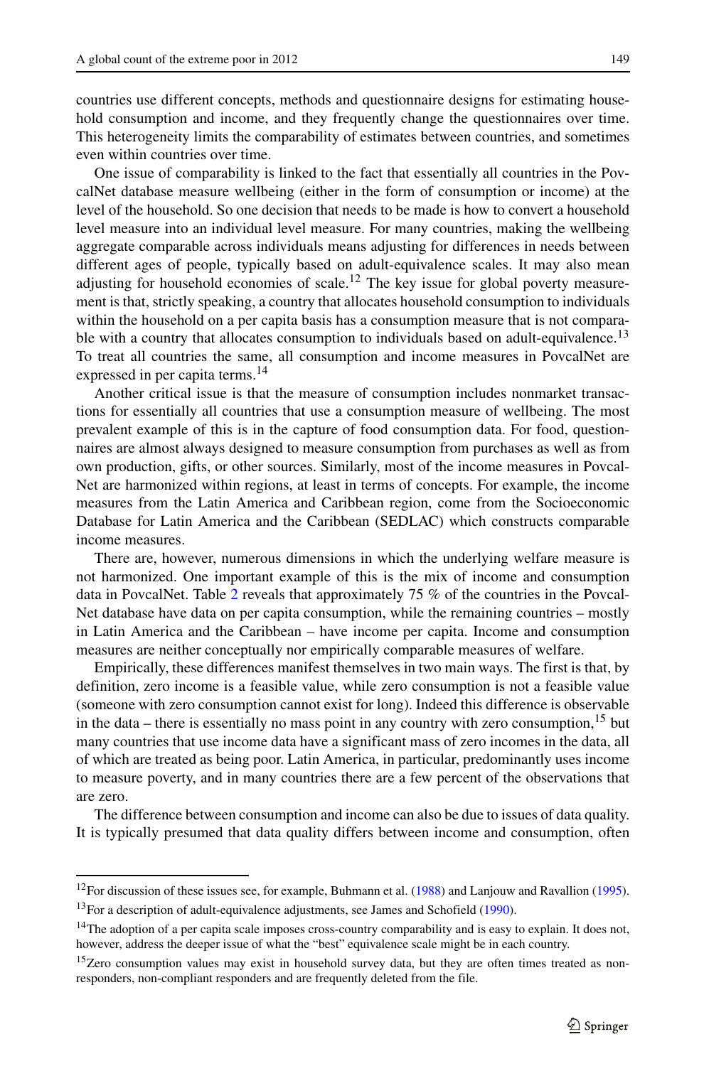countries use different concepts, methods and questionnaire designs for estimating household consumption and income, and they frequently change the questionnaires over time. This heterogeneity limits the comparability of estimates between countries, and sometimes even within countries over time.

One issue of comparability is linked to the fact that essentially all countries in the PovcalNet database measure wellbeing (either in the form of consumption or income) at the level of the household. So one decision that needs to be made is how to convert a household level measure into an individual level measure. For many countries, making the wellbeing aggregate comparable across individuals means adjusting for differences in needs between different ages of people, typically based on adult-equivalence scales. It may also mean adjusting for household economies of scale.[12] The key issue for global poverty measurement is that, strictly speaking, a country that allocates household consumption to individuals within the household on a per capita basis has a consumption measure that is not comparable with a country that allocates consumption to individuals based on adult-equivalence.[13] To treat all countries the same, all consumption and income measures in PovcalNet are expressed in per capita terms.[14]

Another critical issue is that the measure of consumption includes nonmarket transactions for essentially all countries that use a consumption measure of wellbeing. The most prevalent example of this is in the capture of food consumption data. For food, questionnaires are almost always designed to measure consumption from purchases as well as from own production, gifts, or other sources. Similarly, most of the income measures in PovcalNet are harmonized within regions, at least in terms of concepts. For example, the income measures from the Latin America and Caribbean region, come from the Socioeconomic Database for Latin America and the Caribbean (SEDLAC) which constructs comparable income measures.

There are, however, numerous dimensions in which the underlying welfare measure is not harmonized. One important example of this is the mix of income and consumption data in PovcalNet. Table 2 reveals that approximately 75 % of the countries in the PovcalNet database have data on per capita consumption, while the remaining countries – mostly in Latin America and the Caribbean – have income per capita. Income and consumption measures are neither conceptually nor empirically comparable measures of welfare.

Empirically, these differences manifest themselves in two main ways. The first is that, by definition, zero income is a feasible value, while zero consumption is not a feasible value (someone with zero consumption cannot exist for long). Indeed this difference is observable in the data – there is essentially no mass point in any country with zero consumption,[15] but many countries that use income data have a significant mass of zero incomes in the data, all of which are treated as being poor. Latin America, in particular, predominantly uses income to measure poverty, and in many countries there are a few percent of the observations that are zero.

The difference between consumption and income can also be due to issues of data quality. It is typically presumed that data quality differs between income and consumption, often

---

[12] For discussion of these issues see, for example, Buhmann et al. (1988) and Lanjouw and Ravallion (1995).

[13] For a description of adult-equivalence adjustments, see James and Schofield (1990).

[14] The adoption of a per capita scale imposes cross-country comparability and is easy to explain. It does not, however, address the deeper issue of what the "best" equivalence scale might be in each country.

[15] Zero consumption values may exist in household survey data, but they are often times treated as non-responders, non-compliant responders and are frequently deleted from the file.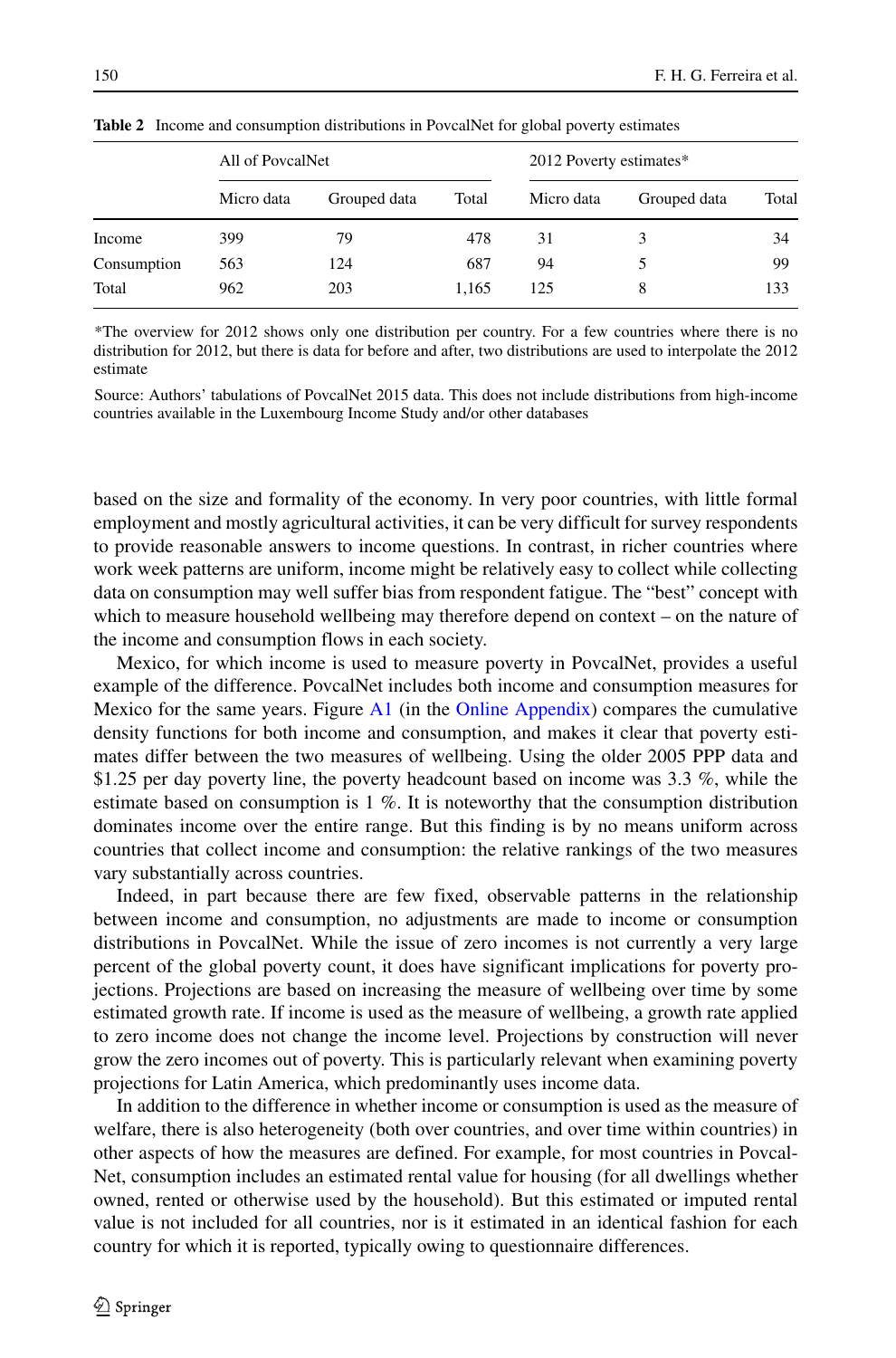**Table 2** Income and consumption distributions in PovcalNet for global poverty estimates

| | All of PovcalNet | | | 2012 Poverty estimates* | | |
|---|---|---|---|---|---|---|
| | Micro data | Grouped data | Total | Micro data | Grouped data | Total |
| Income | 399 | 79 | 478 | 31 | 3 | 34 |
| Consumption | 563 | 124 | 687 | 94 | 5 | 99 |
| Total | 962 | 203 | 1,165 | 125 | 8 | 133 |

*The overview for 2012 shows only one distribution per country. For a few countries where there is no distribution for 2012, but there is data for before and after, two distributions are used to interpolate the 2012 estimate

Source: Authors' tabulations of PovcalNet 2015 data. This does not include distributions from high-income countries available in the Luxembourg Income Study and/or other databases

based on the size and formality of the economy. In very poor countries, with little formal employment and mostly agricultural activities, it can be very difficult for survey respondents to provide reasonable answers to income questions. In contrast, in richer countries where work week patterns are uniform, income might be relatively easy to collect while collecting data on consumption may well suffer bias from respondent fatigue. The "best" concept with which to measure household wellbeing may therefore depend on context – on the nature of the income and consumption flows in each society.

Mexico, for which income is used to measure poverty in PovcalNet, provides a useful example of the difference. PovcalNet includes both income and consumption measures for Mexico for the same years. Figure A1 (in the Online Appendix) compares the cumulative density functions for both income and consumption, and makes it clear that poverty estimates differ between the two measures of wellbeing. Using the older 2005 PPP data and \$1.25 per day poverty line, the poverty headcount based on income was 3.3 %, while the estimate based on consumption is 1 %. It is noteworthy that the consumption distribution dominates income over the entire range. But this finding is by no means uniform across countries that collect income and consumption: the relative rankings of the two measures vary substantially across countries.

Indeed, in part because there are few fixed, observable patterns in the relationship between income and consumption, no adjustments are made to income or consumption distributions in PovcalNet. While the issue of zero incomes is not currently a very large percent of the global poverty count, it does have significant implications for poverty projections. Projections are based on increasing the measure of wellbeing over time by some estimated growth rate. If income is used as the measure of wellbeing, a growth rate applied to zero income does not change the income level. Projections by construction will never grow the zero incomes out of poverty. This is particularly relevant when examining poverty projections for Latin America, which predominantly uses income data.

In addition to the difference in whether income or consumption is used as the measure of welfare, there is also heterogeneity (both over countries, and over time within countries) in other aspects of how the measures are defined. For example, for most countries in PovcalNet, consumption includes an estimated rental value for housing (for all dwellings whether owned, rented or otherwise used by the household). But this estimated or imputed rental value is not included for all countries, nor is it estimated in an identical fashion for each country for which it is reported, typically owing to questionnaire differences.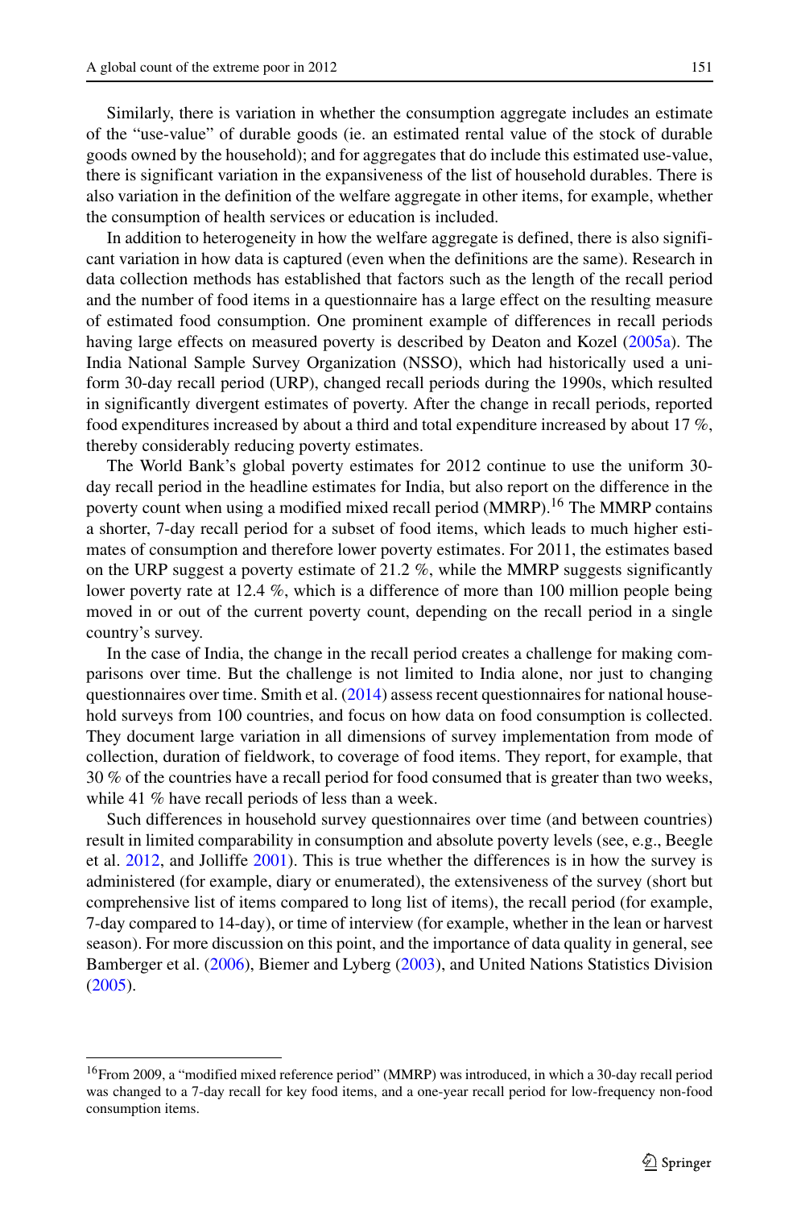Similarly, there is variation in whether the consumption aggregate includes an estimate of the "use-value" of durable goods (ie. an estimated rental value of the stock of durable goods owned by the household); and for aggregates that do include this estimated use-value, there is significant variation in the expansiveness of the list of household durables. There is also variation in the definition of the welfare aggregate in other items, for example, whether the consumption of health services or education is included.

In addition to heterogeneity in how the welfare aggregate is defined, there is also significant variation in how data is captured (even when the definitions are the same). Research in data collection methods has established that factors such as the length of the recall period and the number of food items in a questionnaire has a large effect on the resulting measure of estimated food consumption. One prominent example of differences in recall periods having large effects on measured poverty is described by Deaton and Kozel (2005a). The India National Sample Survey Organization (NSSO), which had historically used a uniform 30-day recall period (URP), changed recall periods during the 1990s, which resulted in significantly divergent estimates of poverty. After the change in recall periods, reported food expenditures increased by about a third and total expenditure increased by about 17 %, thereby considerably reducing poverty estimates.

The World Bank's global poverty estimates for 2012 continue to use the uniform 30-day recall period in the headline estimates for India, but also report on the difference in the poverty count when using a modified mixed recall period (MMRP).[16] The MMRP contains a shorter, 7-day recall period for a subset of food items, which leads to much higher estimates of consumption and therefore lower poverty estimates. For 2011, the estimates based on the URP suggest a poverty estimate of 21.2 %, while the MMRP suggests significantly lower poverty rate at 12.4 %, which is a difference of more than 100 million people being moved in or out of the current poverty count, depending on the recall period in a single country's survey.

In the case of India, the change in the recall period creates a challenge for making comparisons over time. But the challenge is not limited to India alone, nor just to changing questionnaires over time. Smith et al. (2014) assess recent questionnaires for national household surveys from 100 countries, and focus on how data on food consumption is collected. They document large variation in all dimensions of survey implementation from mode of collection, duration of fieldwork, to coverage of food items. They report, for example, that 30 % of the countries have a recall period for food consumed that is greater than two weeks, while 41 % have recall periods of less than a week.

Such differences in household survey questionnaires over time (and between countries) result in limited comparability in consumption and absolute poverty levels (see, e.g., Beegle et al. 2012, and Jolliffe 2001). This is true whether the differences is in how the survey is administered (for example, diary or enumerated), the extensiveness of the survey (short but comprehensive list of items compared to long list of items), the recall period (for example, 7-day compared to 14-day), or time of interview (for example, whether in the lean or harvest season). For more discussion on this point, and the importance of data quality in general, see Bamberger et al. (2006), Biemer and Lyberg (2003), and United Nations Statistics Division (2005).

---

[16] From 2009, a "modified mixed reference period" (MMRP) was introduced, in which a 30-day recall period was changed to a 7-day recall for key food items, and a one-year recall period for low-frequency non-food consumption items.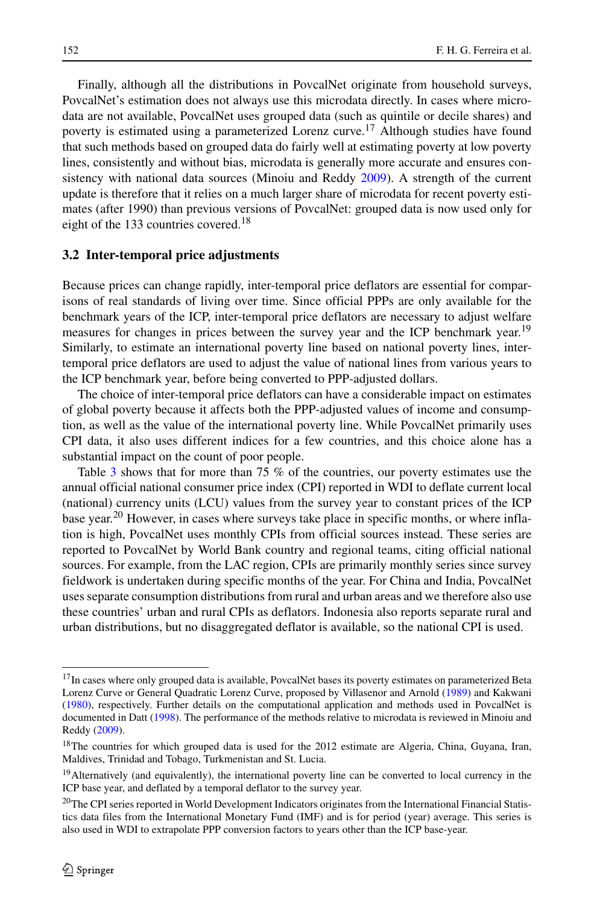Finally, although all the distributions in PovcalNet originate from household surveys, PovcalNet's estimation does not always use this microdata directly. In cases where microdata are not available, PovcalNet uses grouped data (such as quintile or decile shares) and poverty is estimated using a parameterized Lorenz curve.[17] Although studies have found that such methods based on grouped data do fairly well at estimating poverty at low poverty lines, consistently and without bias, microdata is generally more accurate and ensures consistency with national data sources (Minoiu and Reddy 2009). A strength of the current update is therefore that it relies on a much larger share of microdata for recent poverty estimates (after 1990) than previous versions of PovcalNet: grouped data is now used only for eight of the 133 countries covered.[18]

### 3.2 Inter-temporal price adjustments

Because prices can change rapidly, inter-temporal price deflators are essential for comparisons of real standards of living over time. Since official PPPs are only available for the benchmark years of the ICP, inter-temporal price deflators are necessary to adjust welfare measures for changes in prices between the survey year and the ICP benchmark year.[19] Similarly, to estimate an international poverty line based on national poverty lines, inter-temporal price deflators are used to adjust the value of national lines from various years to the ICP benchmark year, before being converted to PPP-adjusted dollars.

The choice of inter-temporal price deflators can have a considerable impact on estimates of global poverty because it affects both the PPP-adjusted values of income and consumption, as well as the value of the international poverty line. While PovcalNet primarily uses CPI data, it also uses different indices for a few countries, and this choice alone has a substantial impact on the count of poor people.

Table 3 shows that for more than 75 % of the countries, our poverty estimates use the annual official national consumer price index (CPI) reported in WDI to deflate current local (national) currency units (LCU) values from the survey year to constant prices of the ICP base year.[20] However, in cases where surveys take place in specific months, or where inflation is high, PovcalNet uses monthly CPIs from official sources instead. These series are reported to PovcalNet by World Bank country and regional teams, citing official national sources. For example, from the LAC region, CPIs are primarily monthly series since survey fieldwork is undertaken during specific months of the year. For China and India, PovcalNet uses separate consumption distributions from rural and urban areas and we therefore also use these countries' urban and rural CPIs as deflators. Indonesia also reports separate rural and urban distributions, but no disaggregated deflator is available, so the national CPI is used.

---

[17] In cases where only grouped data is available, PovcalNet bases its poverty estimates on parameterized Beta Lorenz Curve or General Quadratic Lorenz Curve, proposed by Villasenor and Arnold (1989) and Kakwani (1980), respectively. Further details on the computational application and methods used in PovcalNet is documented in Datt (1998). The performance of the methods relative to microdata is reviewed in Minoiu and Reddy (2009).

[18] The countries for which grouped data is used for the 2012 estimate are Algeria, China, Guyana, Iran, Maldives, Trinidad and Tobago, Turkmenistan and St. Lucia.

[19] Alternatively (and equivalently), the international poverty line can be converted to local currency in the ICP base year, and deflated by a temporal deflator to the survey year.

[20] The CPI series reported in World Development Indicators originates from the International Financial Statistics data files from the International Monetary Fund (IMF) and is for period (year) average. This series is also used in WDI to extrapolate PPP conversion factors to years other than the ICP base-year.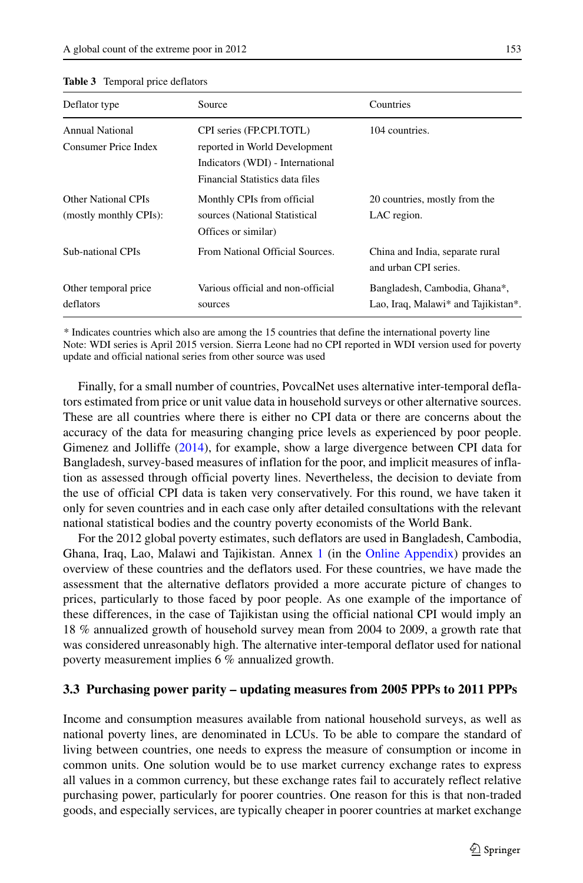**Table 3** Temporal price deflators

| Deflator type | Source | Countries |
|---|---|---|
| Annual National Consumer Price Index | CPI series (FP.CPI.TOTL) reported in World Development Indicators (WDI) - International Financial Statistics data files | 104 countries. |
| Other National CPIs (mostly monthly CPIs): | Monthly CPIs from official sources (National Statistical Offices or similar) | 20 countries, mostly from the LAC region. |
| Sub-national CPIs | From National Official Sources. | China and India, separate rural and urban CPI series. |
| Other temporal price deflators | Various official and non-official sources | Bangladesh, Cambodia, Ghana*, Lao, Iraq, Malawi* and Tajikistan*. |

* Indicates countries which also are among the 15 countries that define the international poverty line
Note: WDI series is April 2015 version. Sierra Leone had no CPI reported in WDI version used for poverty update and official national series from other source was used

Finally, for a small number of countries, PovcalNet uses alternative inter-temporal deflators estimated from price or unit value data in household surveys or other alternative sources. These are all countries where there is either no CPI data or there are concerns about the accuracy of the data for measuring changing price levels as experienced by poor people. Gimenez and Jolliffe (2014), for example, show a large divergence between CPI data for Bangladesh, survey-based measures of inflation for the poor, and implicit measures of inflation as assessed through official poverty lines. Nevertheless, the decision to deviate from the use of official CPI data is taken very conservatively. For this round, we have taken it only for seven countries and in each case only after detailed consultations with the relevant national statistical bodies and the country poverty economists of the World Bank.

For the 2012 global poverty estimates, such deflators are used in Bangladesh, Cambodia, Ghana, Iraq, Lao, Malawi and Tajikistan. Annex 1 (in the Online Appendix) provides an overview of these countries and the deflators used. For these countries, we have made the assessment that the alternative deflators provided a more accurate picture of changes to prices, particularly to those faced by poor people. As one example of the importance of these differences, in the case of Tajikistan using the official national CPI would imply an 18 % annualized growth of household survey mean from 2004 to 2009, a growth rate that was considered unreasonably high. The alternative inter-temporal deflator used for national poverty measurement implies 6 % annualized growth.

### 3.3 Purchasing power parity – updating measures from 2005 PPPs to 2011 PPPs

Income and consumption measures available from national household surveys, as well as national poverty lines, are denominated in LCUs. To be able to compare the standard of living between countries, one needs to express the measure of consumption or income in common units. One solution would be to use market currency exchange rates to express all values in a common currency, but these exchange rates fail to accurately reflect relative purchasing power, particularly for poorer countries. One reason for this is that non-traded goods, and especially services, are typically cheaper in poorer countries at market exchange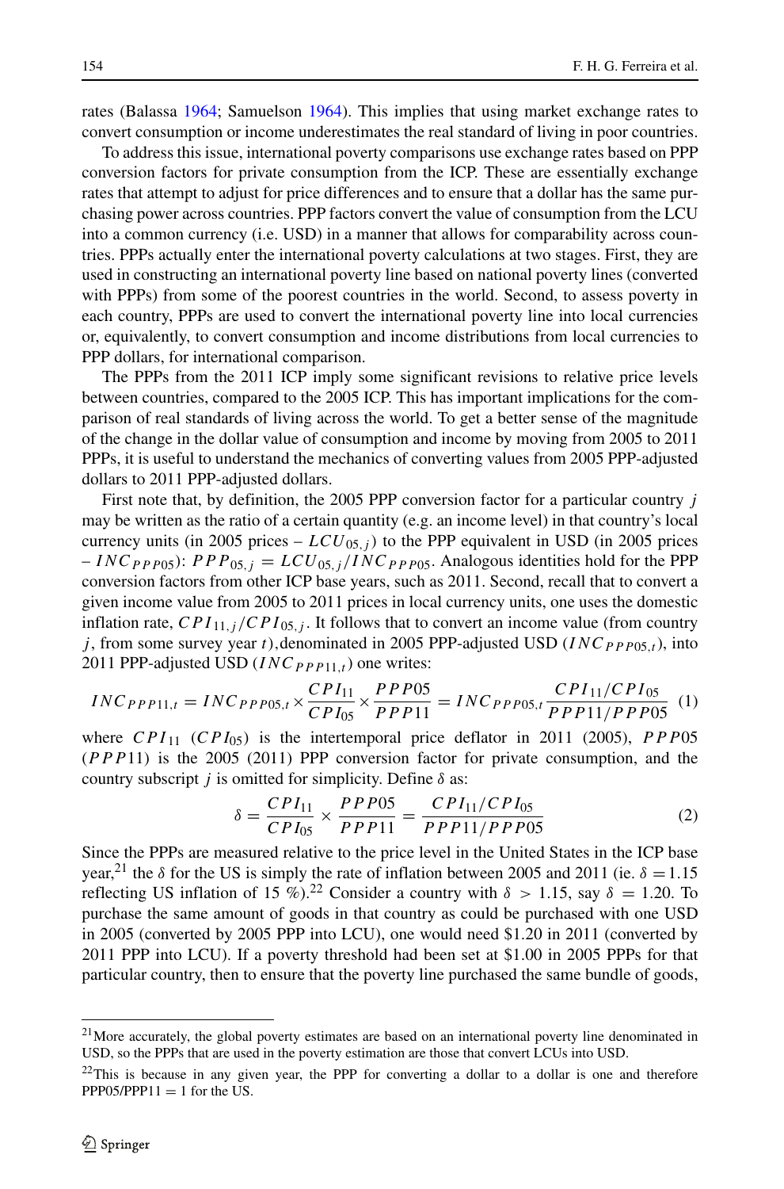rates (Balassa 1964; Samuelson 1964). This implies that using market exchange rates to convert consumption or income underestimates the real standard of living in poor countries.

To address this issue, international poverty comparisons use exchange rates based on PPP conversion factors for private consumption from the ICP. These are essentially exchange rates that attempt to adjust for price differences and to ensure that a dollar has the same purchasing power across countries. PPP factors convert the value of consumption from the LCU into a common currency (i.e. USD) in a manner that allows for comparability across countries. PPPs actually enter the international poverty calculations at two stages. First, they are used in constructing an international poverty line based on national poverty lines (converted with PPPs) from some of the poorest countries in the world. Second, to assess poverty in each country, PPPs are used to convert the international poverty line into local currencies or, equivalently, to convert consumption and income distributions from local currencies to PPP dollars, for international comparison.

The PPPs from the 2011 ICP imply some significant revisions to relative price levels between countries, compared to the 2005 ICP. This has important implications for the comparison of real standards of living across the world. To get a better sense of the magnitude of the change in the dollar value of consumption and income by moving from 2005 to 2011 PPPs, it is useful to understand the mechanics of converting values from 2005 PPP-adjusted dollars to 2011 PPP-adjusted dollars.

First note that, by definition, the 2005 PPP conversion factor for a particular country $j$ may be written as the ratio of a certain quantity (e.g. an income level) in that country's local currency units (in 2005 prices – $LCU_{05,j}$) to the PPP equivalent in USD (in 2005 prices – $INC_{PPP05}$): $PPP_{05,j} = LCU_{05,j}/INC_{PPP05}$. Analogous identities hold for the PPP conversion factors from other ICP base years, such as 2011. Second, recall that to convert a given income value from 2005 to 2011 prices in local currency units, one uses the domestic inflation rate, $CPI_{11,j}/CPI_{05,j}$. It follows that to convert an income value (from country $j$, from some survey year $t$), denominated in 2005 PPP-adjusted USD ($INC_{PPP05,t}$), into 2011 PPP-adjusted USD ($INC_{PPP11,t}$) one writes:

$$INC_{PPP11,t} = INC_{PPP05,t} \times \frac{CPI_{11}}{CPI_{05}} \times \frac{PPP05}{PPP11} = INC_{PPP05,t} \frac{CPI_{11}/CPI_{05}}{PPP11/PPP05} \quad (1)$$

where $CPI_{11}$ ($CPI_{05}$) is the intertemporal price deflator in 2011 (2005), $PPP05$ ($PPP11$) is the 2005 (2011) PPP conversion factor for private consumption, and the country subscript $j$ is omitted for simplicity. Define $\delta$ as:

$$\delta = \frac{CPI_{11}}{CPI_{05}} \times \frac{PPP05}{PPP11} = \frac{CPI_{11}/CPI_{05}}{PPP11/PPP05} \quad (2)$$

Since the PPPs are measured relative to the price level in the United States in the ICP base year,[21] the $\delta$ for the US is simply the rate of inflation between 2005 and 2011 (ie. $\delta = 1.15$ reflecting US inflation of 15 %).[22] Consider a country with $\delta > 1.15$, say $\delta = 1.20$. To purchase the same amount of goods in that country as could be purchased with one USD in 2005 (converted by 2005 PPP into LCU), one would need \$1.20 in 2011 (converted by 2011 PPP into LCU). If a poverty threshold had been set at \$1.00 in 2005 PPPs for that particular country, then to ensure that the poverty line purchased the same bundle of goods,

[21] More accurately, the global poverty estimates are based on an international poverty line denominated in USD, so the PPPs that are used in the poverty estimation are those that convert LCUs into USD.

[22] This is because in any given year, the PPP for converting a dollar to a dollar is one and therefore PPP05/PPP11 = 1 for the US.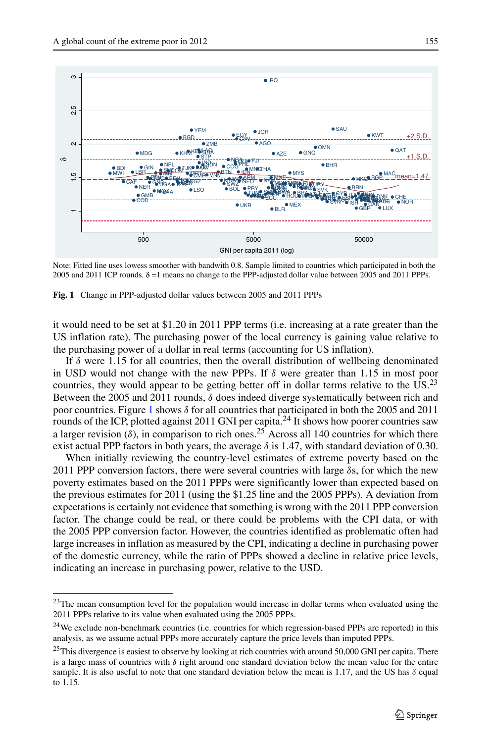Note: Fitted line uses lowess smoother with bandwidth 0.8. Sample limited to countries which participated in both the 2005 and 2011 ICP rounds. δ =1 means no change to the PPP-adjusted dollar value between 2005 and 2011 PPPs.

**Fig. 1** Change in PPP-adjusted dollar values between 2005 and 2011 PPPs

it would need to be set at $1.20 in 2011 PPP terms (i.e. increasing at a rate greater than the US inflation rate). The purchasing power of the local currency is gaining value relative to the purchasing power of a dollar in real terms (accounting for US inflation).

If $\delta$ were 1.15 for all countries, then the overall distribution of wellbeing denominated in USD would not change with the new PPPs. If $\delta$ were greater than 1.15 in most poor countries, they would appear to be getting better off in dollar terms relative to the US.[23] Between the 2005 and 2011 rounds, $\delta$ does indeed diverge systematically between rich and poor countries. Figure 1 shows $\delta$ for all countries that participated in both the 2005 and 2011 rounds of the ICP, plotted against 2011 GNI per capita.[24] It shows how poorer countries saw a larger revision ($\delta$), in comparison to rich ones.[25] Across all 140 countries for which there exist actual PPP factors in both years, the average $\delta$ is 1.47, with standard deviation of 0.30.

When initially reviewing the country-level estimates of extreme poverty based on the 2011 PPP conversion factors, there were several countries with large $\delta$s, for which the new poverty estimates based on the 2011 PPPs were significantly lower than expected based on the previous estimates for 2011 (using the $1.25 line and the 2005 PPPs). A deviation from expectations is certainly not evidence that something is wrong with the 2011 PPP conversion factor. The change could be real, or there could be problems with the CPI data, or with the 2005 PPP conversion factor. However, the countries identified as problematic often had large increases in inflation as measured by the CPI, indicating a decline in purchasing power of the domestic currency, while the ratio of PPPs showed a decline in relative price levels, indicating an increase in purchasing power, relative to the USD.

---

[23] The mean consumption level for the population would increase in dollar terms when evaluated using the 2011 PPPs relative to its value when evaluated using the 2005 PPPs.

[24] We exclude non-benchmark countries (i.e. countries for which regression-based PPPs are reported) in this analysis, as we assume actual PPPs more accurately capture the price levels than imputed PPPs.

[25] This divergence is easiest to observe by looking at rich countries with around 50,000 GNI per capita. There is a large mass of countries with $\delta$ right around one standard deviation below the mean value for the entire sample. It is also useful to note that one standard deviation below the mean is 1.17, and the US has $\delta$ equal to 1.15.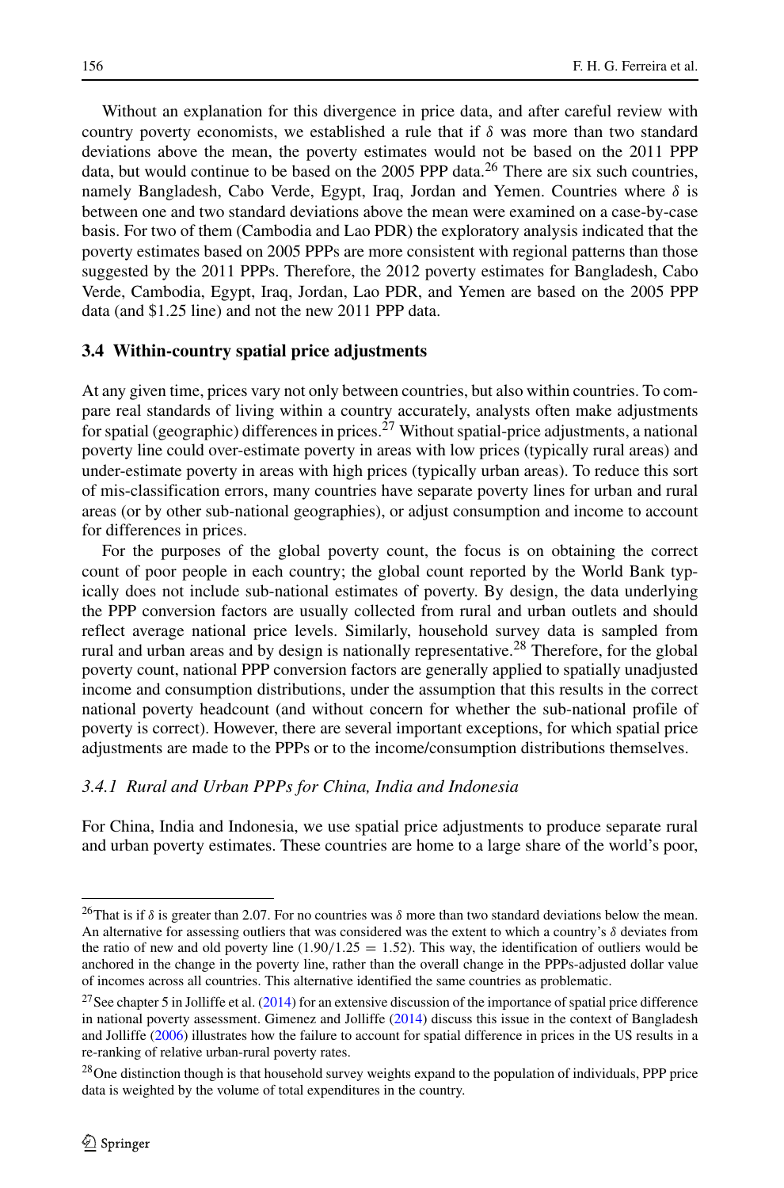Without an explanation for this divergence in price data, and after careful review with country poverty economists, we established a rule that if $\delta$ was more than two standard deviations above the mean, the poverty estimates would not be based on the 2011 PPP data, but would continue to be based on the 2005 PPP data.[26] There are six such countries, namely Bangladesh, Cabo Verde, Egypt, Iraq, Jordan and Yemen. Countries where $\delta$ is between one and two standard deviations above the mean were examined on a case-by-case basis. For two of them (Cambodia and Lao PDR) the exploratory analysis indicated that the poverty estimates based on 2005 PPPs are more consistent with regional patterns than those suggested by the 2011 PPPs. Therefore, the 2012 poverty estimates for Bangladesh, Cabo Verde, Cambodia, Egypt, Iraq, Jordan, Lao PDR, and Yemen are based on the 2005 PPP data (and \$1.25 line) and not the new 2011 PPP data.

### 3.4 Within-country spatial price adjustments

At any given time, prices vary not only between countries, but also within countries. To compare real standards of living within a country accurately, analysts often make adjustments for spatial (geographic) differences in prices.[27] Without spatial-price adjustments, a national poverty line could over-estimate poverty in areas with low prices (typically rural areas) and under-estimate poverty in areas with high prices (typically urban areas). To reduce this sort of mis-classification errors, many countries have separate poverty lines for urban and rural areas (or by other sub-national geographies), or adjust consumption and income to account for differences in prices.

For the purposes of the global poverty count, the focus is on obtaining the correct count of poor people in each country; the global count reported by the World Bank typically does not include sub-national estimates of poverty. By design, the data underlying the PPP conversion factors are usually collected from rural and urban outlets and should reflect average national price levels. Similarly, household survey data is sampled from rural and urban areas and by design is nationally representative.[28] Therefore, for the global poverty count, national PPP conversion factors are generally applied to spatially unadjusted income and consumption distributions, under the assumption that this results in the correct national poverty headcount (and without concern for whether the sub-national profile of poverty is correct). However, there are several important exceptions, for which spatial price adjustments are made to the PPPs or to the income/consumption distributions themselves.

#### *3.4.1 Rural and Urban PPPs for China, India and Indonesia*

For China, India and Indonesia, we use spatial price adjustments to produce separate rural and urban poverty estimates. These countries are home to a large share of the world's poor,

---

[26] That is if $\delta$ is greater than 2.07. For no countries was $\delta$ more than two standard deviations below the mean. An alternative for assessing outliers that was considered was the extent to which a country's $\delta$ deviates from the ratio of new and old poverty line ($1.90/1.25 = 1.52$). This way, the identification of outliers would be anchored in the change in the poverty line, rather than the overall change in the PPPs-adjusted dollar value of incomes across all countries. This alternative identified the same countries as problematic.

[27] See chapter 5 in Jolliffe et al. (2014) for an extensive discussion of the importance of spatial price difference in national poverty assessment. Gimenez and Jolliffe (2014) discuss this issue in the context of Bangladesh and Jolliffe (2006) illustrates how the failure to account for spatial difference in prices in the US results in a re-ranking of relative urban-rural poverty rates.

[28] One distinction though is that household survey weights expand to the population of individuals, PPP price data is weighted by the volume of total expenditures in the country.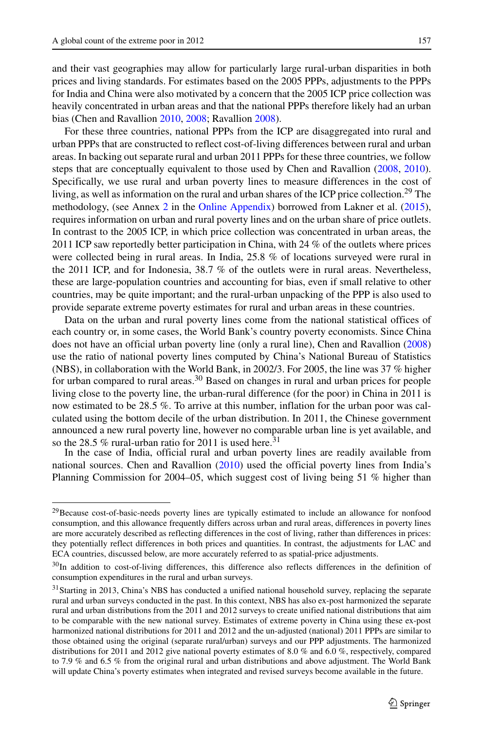and their vast geographies may allow for particularly large rural-urban disparities in both prices and living standards. For estimates based on the 2005 PPPs, adjustments to the PPPs for India and China were also motivated by a concern that the 2005 ICP price collection was heavily concentrated in urban areas and that the national PPPs therefore likely had an urban bias (Chen and Ravallion 2010, 2008; Ravallion 2008).

For these three countries, national PPPs from the ICP are disaggregated into rural and urban PPPs that are constructed to reflect cost-of-living differences between rural and urban areas. In backing out separate rural and urban 2011 PPPs for these three countries, we follow steps that are conceptually equivalent to those used by Chen and Ravallion (2008, 2010). Specifically, we use rural and urban poverty lines to measure differences in the cost of living, as well as information on the rural and urban shares of the ICP price collection.[29] The methodology, (see Annex 2 in the Online Appendix) borrowed from Lakner et al. (2015), requires information on urban and rural poverty lines and on the urban share of price outlets. In contrast to the 2005 ICP, in which price collection was concentrated in urban areas, the 2011 ICP saw reportedly better participation in China, with 24 % of the outlets where prices were collected being in rural areas. In India, 25.8 % of locations surveyed were rural in the 2011 ICP, and for Indonesia, 38.7 % of the outlets were in rural areas. Nevertheless, these are large-population countries and accounting for bias, even if small relative to other countries, may be quite important; and the rural-urban unpacking of the PPP is also used to provide separate extreme poverty estimates for rural and urban areas in these countries.

Data on the urban and rural poverty lines come from the national statistical offices of each country or, in some cases, the World Bank's country poverty economists. Since China does not have an official urban poverty line (only a rural line), Chen and Ravallion (2008) use the ratio of national poverty lines computed by China's National Bureau of Statistics (NBS), in collaboration with the World Bank, in 2002/3. For 2005, the line was 37 % higher for urban compared to rural areas.[30] Based on changes in rural and urban prices for people living close to the poverty line, the urban-rural difference (for the poor) in China in 2011 is now estimated to be 28.5 %. To arrive at this number, inflation for the urban poor was calculated using the bottom decile of the urban distribution. In 2011, the Chinese government announced a new rural poverty line, however no comparable urban line is yet available, and so the 28.5 % rural-urban ratio for 2011 is used here.[31]

In the case of India, official rural and urban poverty lines are readily available from national sources. Chen and Ravallion (2010) used the official poverty lines from India's Planning Commission for 2004–05, which suggest cost of living being 51 % higher than

---

[29] Because cost-of-basic-needs poverty lines are typically estimated to include an allowance for nonfood consumption, and this allowance frequently differs across urban and rural areas, differences in poverty lines are more accurately described as reflecting differences in the cost of living, rather than differences in prices: they potentially reflect differences in both prices and quantities. In contrast, the adjustments for LAC and ECA countries, discussed below, are more accurately referred to as spatial-price adjustments.

[30] In addition to cost-of-living differences, this difference also reflects differences in the definition of consumption expenditures in the rural and urban surveys.

[31] Starting in 2013, China's NBS has conducted a unified national household survey, replacing the separate rural and urban surveys conducted in the past. In this context, NBS has also ex-post harmonized the separate rural and urban distributions from the 2011 and 2012 surveys to create unified national distributions that aim to be comparable with the new national survey. Estimates of extreme poverty in China using these ex-post harmonized national distributions for 2011 and 2012 and the un-adjusted (national) 2011 PPPs are similar to those obtained using the original (separate rural/urban) surveys and our PPP adjustments. The harmonized distributions for 2011 and 2012 give national poverty estimates of 8.0 % and 6.0 %, respectively, compared to 7.9 % and 6.5 % from the original rural and urban distributions and above adjustment. The World Bank will update China's poverty estimates when integrated and revised surveys become available in the future.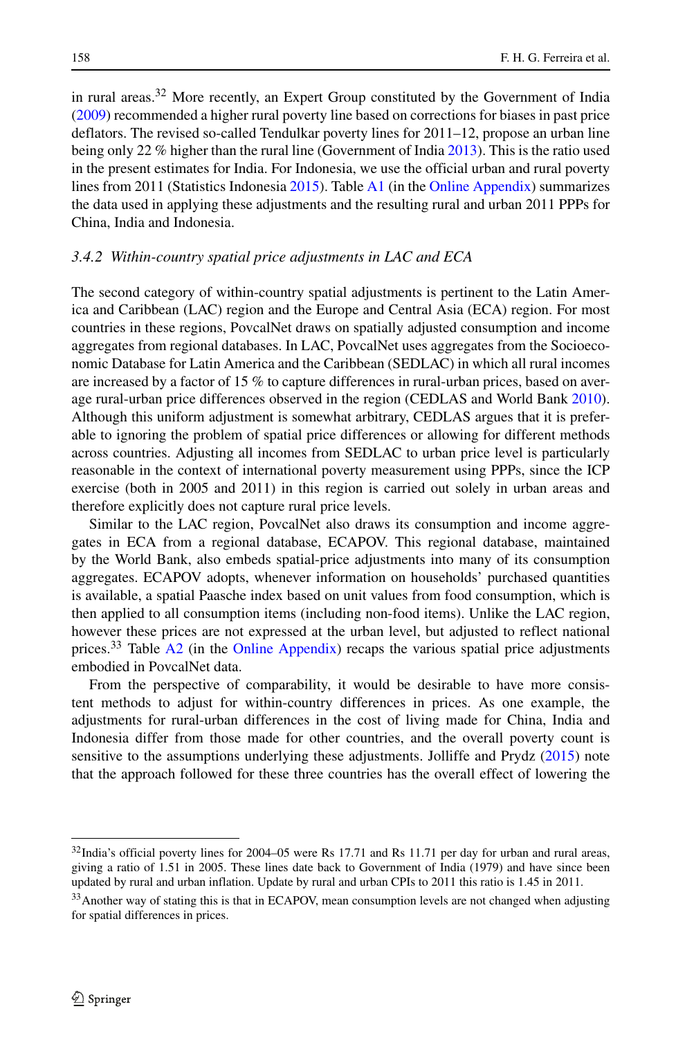in rural areas.[32] More recently, an Expert Group constituted by the Government of India (2009) recommended a higher rural poverty line based on corrections for biases in past price deflators. The revised so-called Tendulkar poverty lines for 2011–12, propose an urban line being only 22 % higher than the rural line (Government of India 2013). This is the ratio used in the present estimates for India. For Indonesia, we use the official urban and rural poverty lines from 2011 (Statistics Indonesia 2015). Table A1 (in the Online Appendix) summarizes the data used in applying these adjustments and the resulting rural and urban 2011 PPPs for China, India and Indonesia.

### *3.4.2 Within-country spatial price adjustments in LAC and ECA*

The second category of within-country spatial adjustments is pertinent to the Latin America and Caribbean (LAC) region and the Europe and Central Asia (ECA) region. For most countries in these regions, PovcalNet draws on spatially adjusted consumption and income aggregates from regional databases. In LAC, PovcalNet uses aggregates from the Socioeconomic Database for Latin America and the Caribbean (SEDLAC) in which all rural incomes are increased by a factor of 15 % to capture differences in rural-urban prices, based on average rural-urban price differences observed in the region (CEDLAS and World Bank 2010). Although this uniform adjustment is somewhat arbitrary, CEDLAS argues that it is preferable to ignoring the problem of spatial price differences or allowing for different methods across countries. Adjusting all incomes from SEDLAC to urban price level is particularly reasonable in the context of international poverty measurement using PPPs, since the ICP exercise (both in 2005 and 2011) in this region is carried out solely in urban areas and therefore explicitly does not capture rural price levels.

Similar to the LAC region, PovcalNet also draws its consumption and income aggregates in ECA from a regional database, ECAPOV. This regional database, maintained by the World Bank, also embeds spatial-price adjustments into many of its consumption aggregates. ECAPOV adopts, whenever information on households' purchased quantities is available, a spatial Paasche index based on unit values from food consumption, which is then applied to all consumption items (including non-food items). Unlike the LAC region, however these prices are not expressed at the urban level, but adjusted to reflect national prices.[33] Table A2 (in the Online Appendix) recaps the various spatial price adjustments embodied in PovcalNet data.

From the perspective of comparability, it would be desirable to have more consistent methods to adjust for within-country differences in prices. As one example, the adjustments for rural-urban differences in the cost of living made for China, India and Indonesia differ from those made for other countries, and the overall poverty count is sensitive to the assumptions underlying these adjustments. Jolliffe and Prydz (2015) note that the approach followed for these three countries has the overall effect of lowering the

---

[32] India's official poverty lines for 2004–05 were Rs 17.71 and Rs 11.71 per day for urban and rural areas, giving a ratio of 1.51 in 2005. These lines date back to Government of India (1979) and have since been updated by rural and urban inflation. Update by rural and urban CPIs to 2011 this ratio is 1.45 in 2011.

[33] Another way of stating this is that in ECAPOV, mean consumption levels are not changed when adjusting for spatial differences in prices.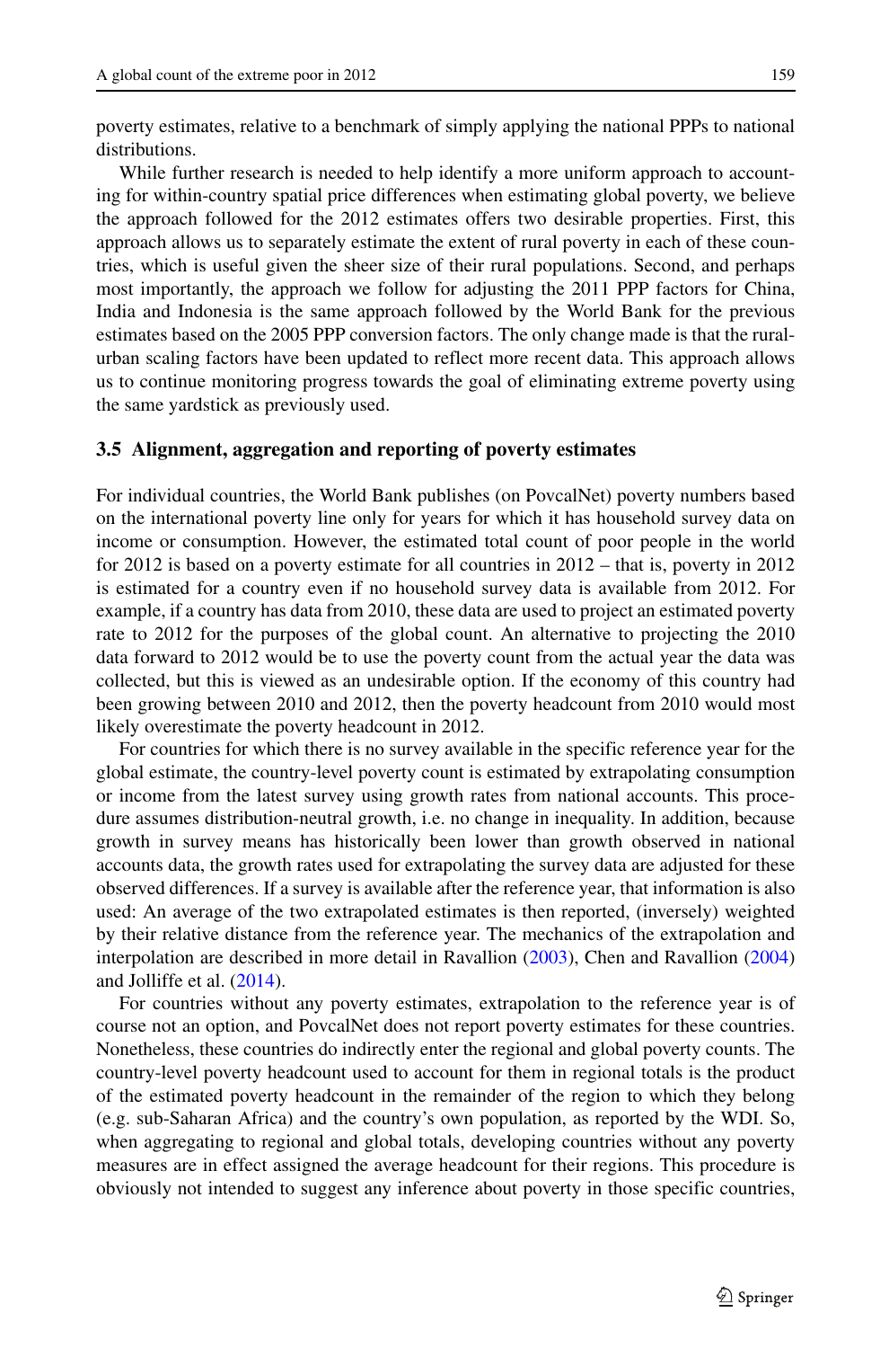poverty estimates, relative to a benchmark of simply applying the national PPPs to national distributions.

While further research is needed to help identify a more uniform approach to accounting for within-country spatial price differences when estimating global poverty, we believe the approach followed for the 2012 estimates offers two desirable properties. First, this approach allows us to separately estimate the extent of rural poverty in each of these countries, which is useful given the sheer size of their rural populations. Second, and perhaps most importantly, the approach we follow for adjusting the 2011 PPP factors for China, India and Indonesia is the same approach followed by the World Bank for the previous estimates based on the 2005 PPP conversion factors. The only change made is that the rural-urban scaling factors have been updated to reflect more recent data. This approach allows us to continue monitoring progress towards the goal of eliminating extreme poverty using the same yardstick as previously used.

### 3.5 Alignment, aggregation and reporting of poverty estimates

For individual countries, the World Bank publishes (on PovcalNet) poverty numbers based on the international poverty line only for years for which it has household survey data on income or consumption. However, the estimated total count of poor people in the world for 2012 is based on a poverty estimate for all countries in 2012 – that is, poverty in 2012 is estimated for a country even if no household survey data is available from 2012. For example, if a country has data from 2010, these data are used to project an estimated poverty rate to 2012 for the purposes of the global count. An alternative to projecting the 2010 data forward to 2012 would be to use the poverty count from the actual year the data was collected, but this is viewed as an undesirable option. If the economy of this country had been growing between 2010 and 2012, then the poverty headcount from 2010 would most likely overestimate the poverty headcount in 2012.

For countries for which there is no survey available in the specific reference year for the global estimate, the country-level poverty count is estimated by extrapolating consumption or income from the latest survey using growth rates from national accounts. This procedure assumes distribution-neutral growth, i.e. no change in inequality. In addition, because growth in survey means has historically been lower than growth observed in national accounts data, the growth rates used for extrapolating the survey data are adjusted for these observed differences. If a survey is available after the reference year, that information is also used: An average of the two extrapolated estimates is then reported, (inversely) weighted by their relative distance from the reference year. The mechanics of the extrapolation and interpolation are described in more detail in Ravallion (2003), Chen and Ravallion (2004) and Jolliffe et al. (2014).

For countries without any poverty estimates, extrapolation to the reference year is of course not an option, and PovcalNet does not report poverty estimates for these countries. Nonetheless, these countries do indirectly enter the regional and global poverty counts. The country-level poverty headcount used to account for them in regional totals is the product of the estimated poverty headcount in the remainder of the region to which they belong (e.g. sub-Saharan Africa) and the country's own population, as reported by the WDI. So, when aggregating to regional and global totals, developing countries without any poverty measures are in effect assigned the average headcount for their regions. This procedure is obviously not intended to suggest any inference about poverty in those specific countries,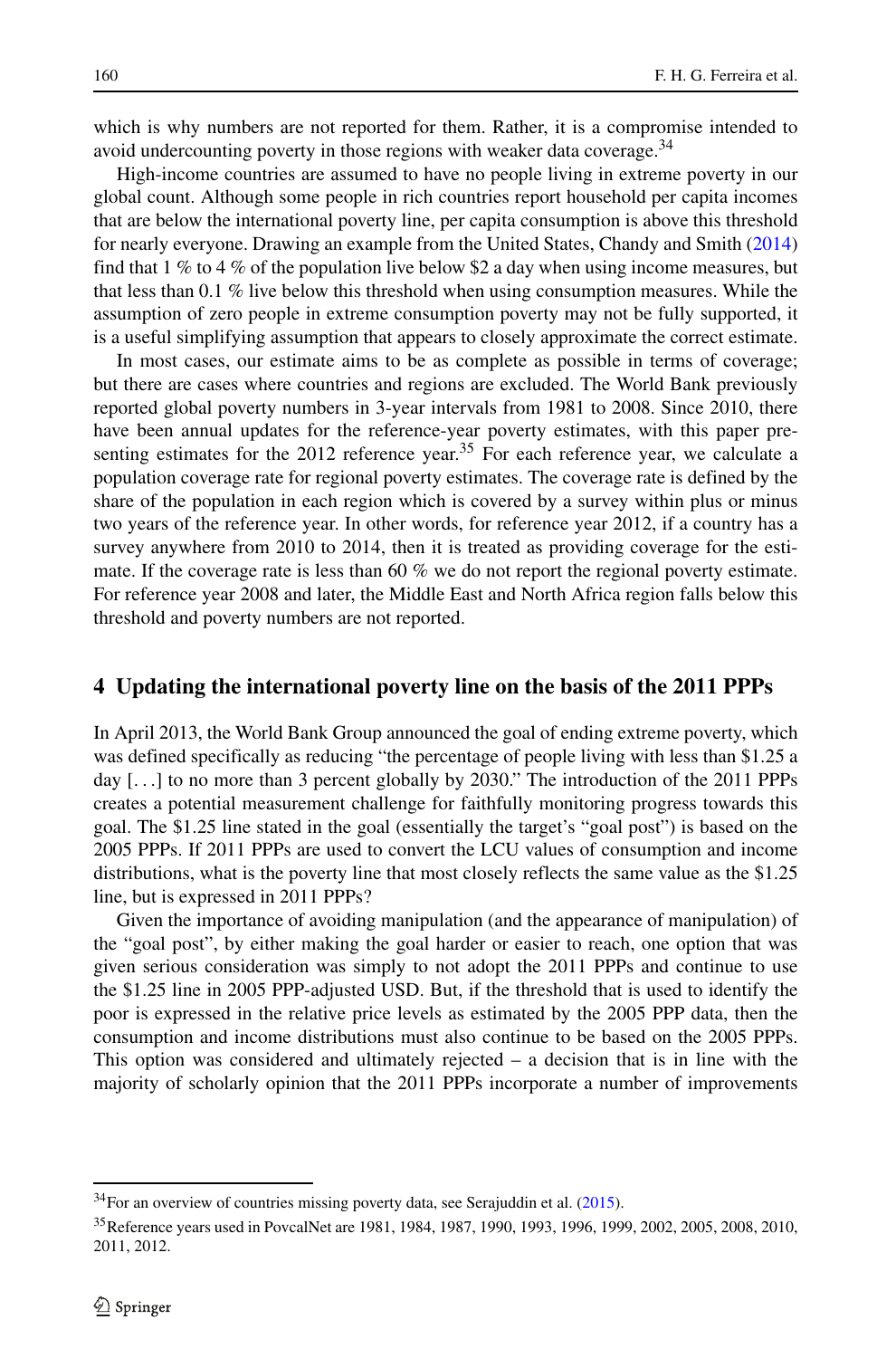which is why numbers are not reported for them. Rather, it is a compromise intended to avoid undercounting poverty in those regions with weaker data coverage.[34]

High-income countries are assumed to have no people living in extreme poverty in our global count. Although some people in rich countries report household per capita incomes that are below the international poverty line, per capita consumption is above this threshold for nearly everyone. Drawing an example from the United States, Chandy and Smith (2014) find that 1 % to 4 % of the population live below $2 a day when using income measures, but that less than 0.1 % live below this threshold when using consumption measures. While the assumption of zero people in extreme consumption poverty may not be fully supported, it is a useful simplifying assumption that appears to closely approximate the correct estimate.

In most cases, our estimate aims to be as complete as possible in terms of coverage; but there are cases where countries and regions are excluded. The World Bank previously reported global poverty numbers in 3-year intervals from 1981 to 2008. Since 2010, there have been annual updates for the reference-year poverty estimates, with this paper presenting estimates for the 2012 reference year.[35] For each reference year, we calculate a population coverage rate for regional poverty estimates. The coverage rate is defined by the share of the population in each region which is covered by a survey within plus or minus two years of the reference year. In other words, for reference year 2012, if a country has a survey anywhere from 2010 to 2014, then it is treated as providing coverage for the estimate. If the coverage rate is less than 60 % we do not report the regional poverty estimate. For reference year 2008 and later, the Middle East and North Africa region falls below this threshold and poverty numbers are not reported.

## 4 Updating the international poverty line on the basis of the 2011 PPPs

In April 2013, the World Bank Group announced the goal of ending extreme poverty, which was defined specifically as reducing "the percentage of people living with less than $1.25 a day [...] to no more than 3 percent globally by 2030." The introduction of the 2011 PPPs creates a potential measurement challenge for faithfully monitoring progress towards this goal. The $1.25 line stated in the goal (essentially the target's "goal post") is based on the 2005 PPPs. If 2011 PPPs are used to convert the LCU values of consumption and income distributions, what is the poverty line that most closely reflects the same value as the $1.25 line, but is expressed in 2011 PPPs?

Given the importance of avoiding manipulation (and the appearance of manipulation) of the "goal post", by either making the goal harder or easier to reach, one option that was given serious consideration was simply to not adopt the 2011 PPPs and continue to use the $1.25 line in 2005 PPP-adjusted USD. But, if the threshold that is used to identify the poor is expressed in the relative price levels as estimated by the 2005 PPP data, then the consumption and income distributions must also continue to be based on the 2005 PPPs. This option was considered and ultimately rejected – a decision that is in line with the majority of scholarly opinion that the 2011 PPPs incorporate a number of improvements

[34] For an overview of countries missing poverty data, see Serajuddin et al. (2015).

[35] Reference years used in PovcalNet are 1981, 1984, 1987, 1990, 1993, 1996, 1999, 2002, 2005, 2008, 2010, 2011, 2012.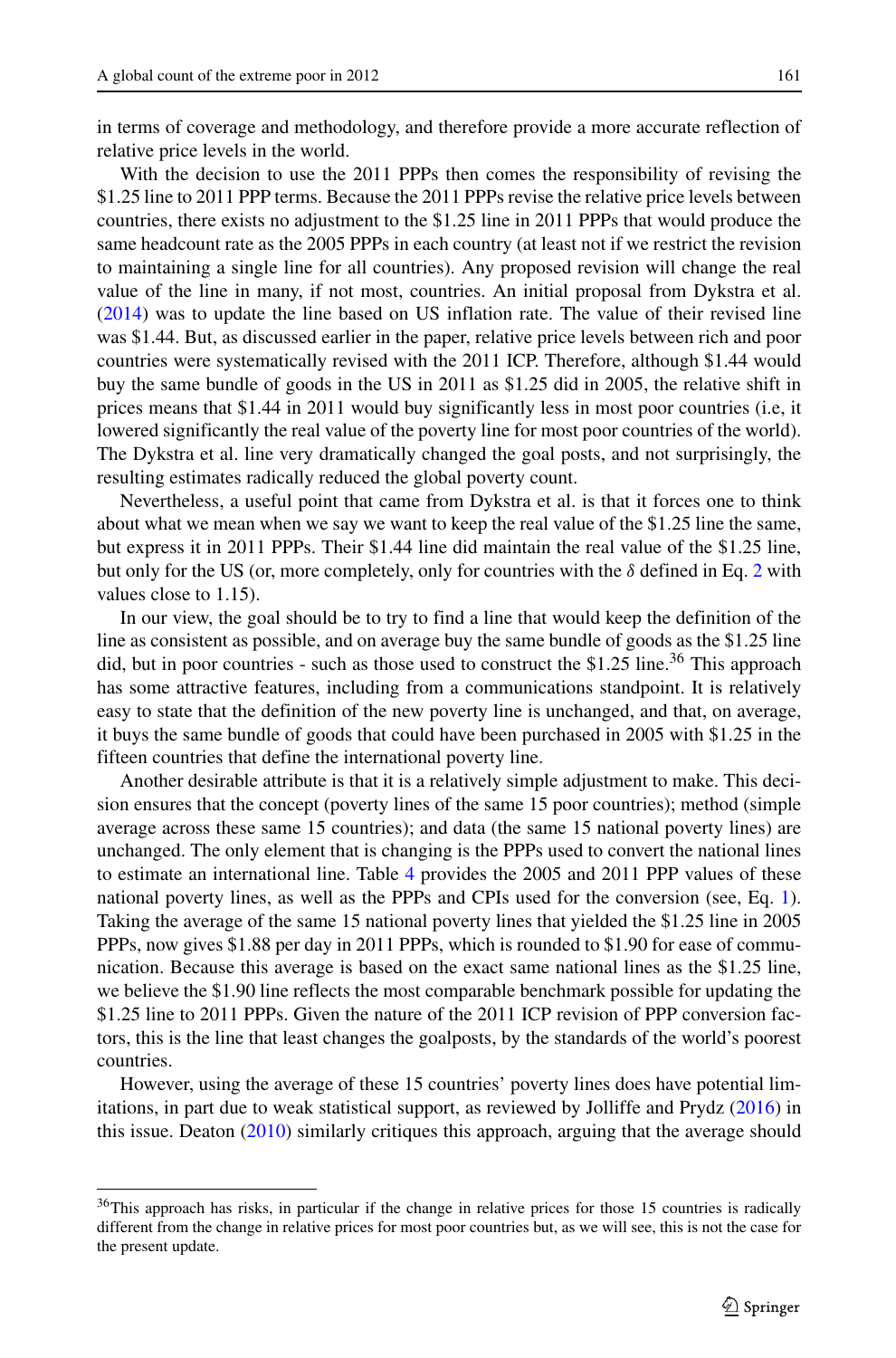in terms of coverage and methodology, and therefore provide a more accurate reflection of relative price levels in the world.

With the decision to use the 2011 PPPs then comes the responsibility of revising the $1.25 line to 2011 PPP terms. Because the 2011 PPPs revise the relative price levels between countries, there exists no adjustment to the $1.25 line in 2011 PPPs that would produce the same headcount rate as the 2005 PPPs in each country (at least not if we restrict the revision to maintaining a single line for all countries). Any proposed revision will change the real value of the line in many, if not most, countries. An initial proposal from Dykstra et al. (2014) was to update the line based on US inflation rate. The value of their revised line was $1.44. But, as discussed earlier in the paper, relative price levels between rich and poor countries were systematically revised with the 2011 ICP. Therefore, although $1.44 would buy the same bundle of goods in the US in 2011 as $1.25 did in 2005, the relative shift in prices means that $1.44 in 2011 would buy significantly less in most poor countries (i.e, it lowered significantly the real value of the poverty line for most poor countries of the world). The Dykstra et al. line very dramatically changed the goal posts, and not surprisingly, the resulting estimates radically reduced the global poverty count.

Nevertheless, a useful point that came from Dykstra et al. is that it forces one to think about what we mean when we say we want to keep the real value of the $1.25 line the same, but express it in 2011 PPPs. Their $1.44 line did maintain the real value of the $1.25 line, but only for the US (or, more completely, only for countries with the $\delta$ defined in Eq. 2 with values close to 1.15).

In our view, the goal should be to try to find a line that would keep the definition of the line as consistent as possible, and on average buy the same bundle of goods as the $1.25 line did, but in poor countries - such as those used to construct the $1.25 line.[36] This approach has some attractive features, including from a communications standpoint. It is relatively easy to state that the definition of the new poverty line is unchanged, and that, on average, it buys the same bundle of goods that could have been purchased in 2005 with $1.25 in the fifteen countries that define the international poverty line.

Another desirable attribute is that it is a relatively simple adjustment to make. This decision ensures that the concept (poverty lines of the same 15 poor countries); method (simple average across these same 15 countries); and data (the same 15 national poverty lines) are unchanged. The only element that is changing is the PPPs used to convert the national lines to estimate an international line. Table 4 provides the 2005 and 2011 PPP values of these national poverty lines, as well as the PPPs and CPIs used for the conversion (see, Eq. 1). Taking the average of the same 15 national poverty lines that yielded the $1.25 line in 2005 PPPs, now gives $1.88 per day in 2011 PPPs, which is rounded to $1.90 for ease of communication. Because this average is based on the exact same national lines as the $1.25 line, we believe the $1.90 line reflects the most comparable benchmark possible for updating the $1.25 line to 2011 PPPs. Given the nature of the 2011 ICP revision of PPP conversion factors, this is the line that least changes the goalposts, by the standards of the world's poorest countries.

However, using the average of these 15 countries' poverty lines does have potential limitations, in part due to weak statistical support, as reviewed by Jolliffe and Prydz (2016) in this issue. Deaton (2010) similarly critiques this approach, arguing that the average should

[36] This approach has risks, in particular if the change in relative prices for those 15 countries is radically different from the change in relative prices for most poor countries but, as we will see, this is not the case for the present update.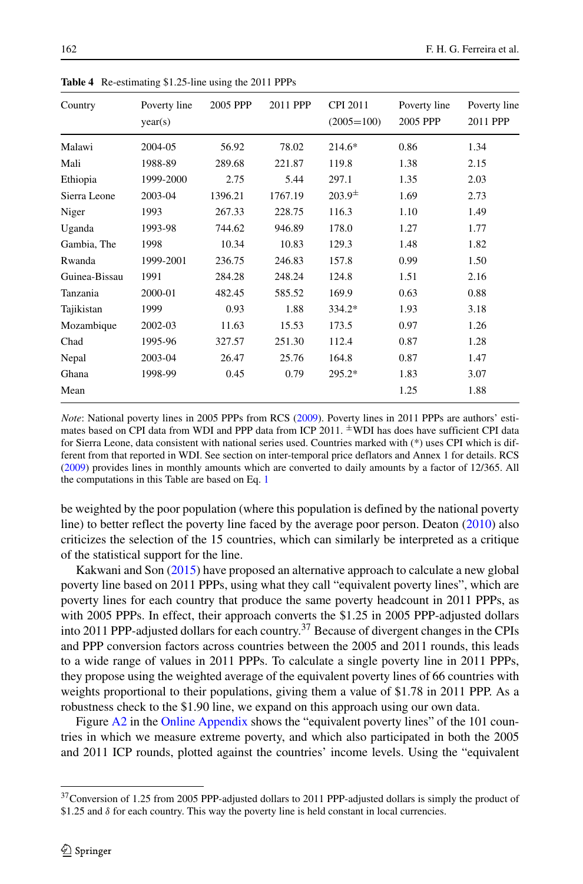**Table 4** Re-estimating \$1.25-line using the 2011 PPPs

| Country | Poverty line year(s) | 2005 PPP | 2011 PPP | CPI 2011 (2005=100) | Poverty line 2005 PPP | Poverty line 2011 PPP |
|---|---|---|---|---|---|---|
| Malawi | 2004-05 | 56.92 | 78.02 | 214.6* | 0.86 | 1.34 |
| Mali | 1988-89 | 289.68 | 221.87 | 119.8 | 1.38 | 2.15 |
| Ethiopia | 1999-2000 | 2.75 | 5.44 | 297.1 | 1.35 | 2.03 |
| Sierra Leone | 2003-04 | 1396.21 | 1767.19 | 203.9$^{\pm}$ | 1.69 | 2.73 |
| Niger | 1993 | 267.33 | 228.75 | 116.3 | 1.10 | 1.49 |
| Uganda | 1993-98 | 744.62 | 946.89 | 178.0 | 1.27 | 1.77 |
| Gambia, The | 1998 | 10.34 | 10.83 | 129.3 | 1.48 | 1.82 |
| Rwanda | 1999-2001 | 236.75 | 246.83 | 157.8 | 0.99 | 1.50 |
| Guinea-Bissau | 1991 | 284.28 | 248.24 | 124.8 | 1.51 | 2.16 |
| Tanzania | 2000-01 | 482.45 | 585.52 | 169.9 | 0.63 | 0.88 |
| Tajikistan | 1999 | 0.93 | 1.88 | 334.2* | 1.93 | 3.18 |
| Mozambique | 2002-03 | 11.63 | 15.53 | 173.5 | 0.97 | 1.26 |
| Chad | 1995-96 | 327.57 | 251.30 | 112.4 | 0.87 | 1.28 |
| Nepal | 2003-04 | 26.47 | 25.76 | 164.8 | 0.87 | 1.47 |
| Ghana | 1998-99 | 0.45 | 0.79 | 295.2* | 1.83 | 3.07 |
| Mean | | | | | 1.25 | 1.88 |

*Note*: National poverty lines in 2005 PPPs from RCS (2009). Poverty lines in 2011 PPPs are authors' estimates based on CPI data from WDI and PPP data from ICP 2011. $^{\pm}$WDI has does have sufficient CPI data for Sierra Leone, data consistent with national series used. Countries marked with (*) uses CPI which is different from that reported in WDI. See section on inter-temporal price deflators and Annex 1 for details. RCS (2009) provides lines in monthly amounts which are converted to daily amounts by a factor of 12/365. All the computations in this Table are based on Eq. 1

be weighted by the poor population (where this population is defined by the national poverty line) to better reflect the poverty line faced by the average poor person. Deaton (2010) also criticizes the selection of the 15 countries, which can similarly be interpreted as a critique of the statistical support for the line.

Kakwani and Son (2015) have proposed an alternative approach to calculate a new global poverty line based on 2011 PPPs, using what they call "equivalent poverty lines", which are poverty lines for each country that produce the same poverty headcount in 2011 PPPs, as with 2005 PPPs. In effect, their approach converts the \$1.25 in 2005 PPP-adjusted dollars into 2011 PPP-adjusted dollars for each country.[37] Because of divergent changes in the CPIs and PPP conversion factors across countries between the 2005 and 2011 rounds, this leads to a wide range of values in 2011 PPPs. To calculate a single poverty line in 2011 PPPs, they propose using the weighted average of the equivalent poverty lines of 66 countries with weights proportional to their populations, giving them a value of \$1.78 in 2011 PPP. As a robustness check to the \$1.90 line, we expand on this approach using our own data.

Figure A2 in the Online Appendix shows the "equivalent poverty lines" of the 101 countries in which we measure extreme poverty, and which also participated in both the 2005 and 2011 ICP rounds, plotted against the countries' income levels. Using the "equivalent

[37] Conversion of 1.25 from 2005 PPP-adjusted dollars to 2011 PPP-adjusted dollars is simply the product of \$1.25 and $\delta$ for each country. This way the poverty line is held constant in local currencies.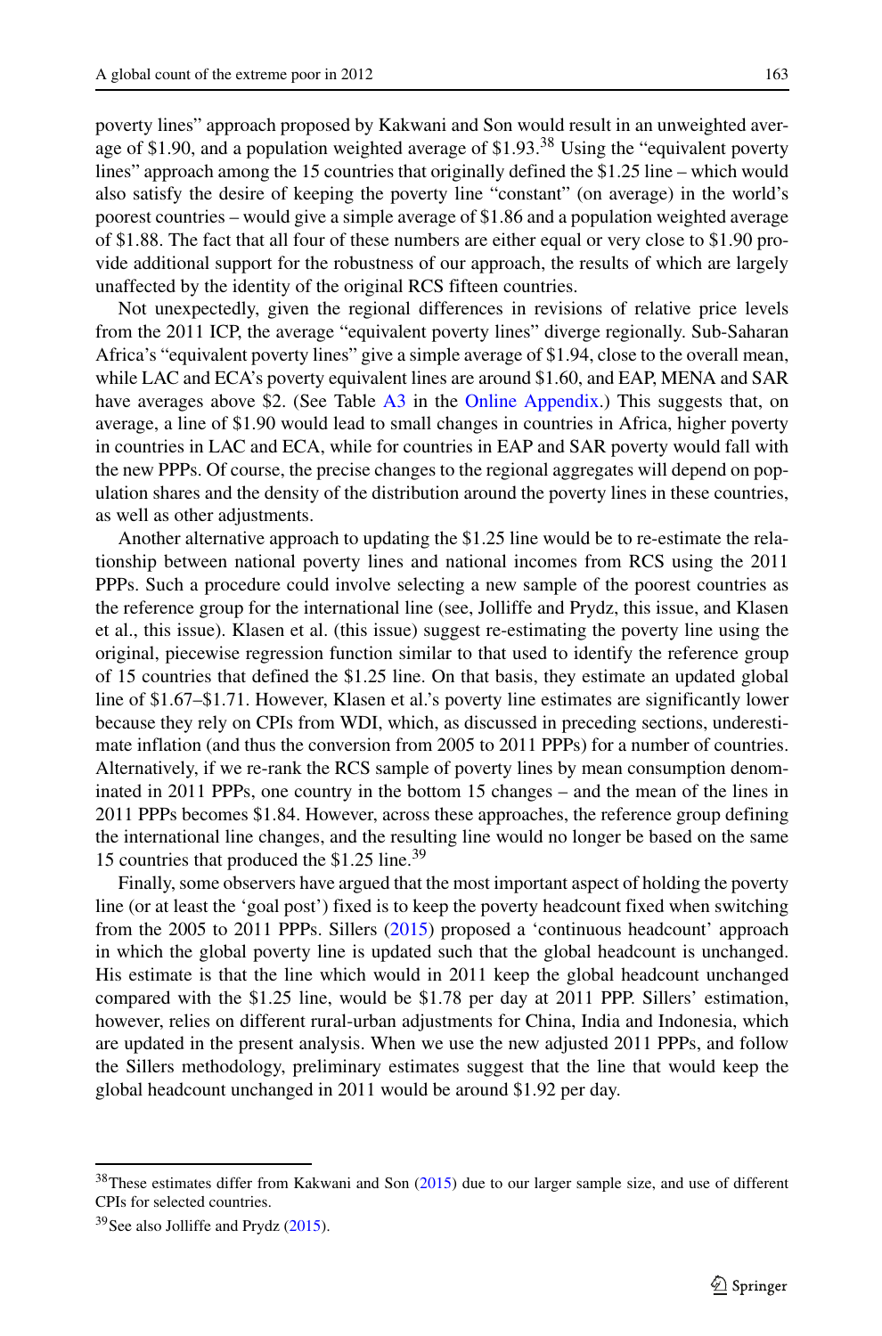poverty lines" approach proposed by Kakwani and Son would result in an unweighted average of \$1.90, and a population weighted average of \$1.93.[38] Using the "equivalent poverty lines" approach among the 15 countries that originally defined the \$1.25 line – which would also satisfy the desire of keeping the poverty line "constant" (on average) in the world's poorest countries – would give a simple average of \$1.86 and a population weighted average of \$1.88. The fact that all four of these numbers are either equal or very close to \$1.90 provide additional support for the robustness of our approach, the results of which are largely unaffected by the identity of the original RCS fifteen countries.

Not unexpectedly, given the regional differences in revisions of relative price levels from the 2011 ICP, the average "equivalent poverty lines" diverge regionally. Sub-Saharan Africa's "equivalent poverty lines" give a simple average of \$1.94, close to the overall mean, while LAC and ECA's poverty equivalent lines are around \$1.60, and EAP, MENA and SAR have averages above \$2. (See Table A3 in the Online Appendix.) This suggests that, on average, a line of \$1.90 would lead to small changes in countries in Africa, higher poverty in countries in LAC and ECA, while for countries in EAP and SAR poverty would fall with the new PPPs. Of course, the precise changes to the regional aggregates will depend on population shares and the density of the distribution around the poverty lines in these countries, as well as other adjustments.

Another alternative approach to updating the \$1.25 line would be to re-estimate the relationship between national poverty lines and national incomes from RCS using the 2011 PPPs. Such a procedure could involve selecting a new sample of the poorest countries as the reference group for the international line (see, Jolliffe and Prydz, this issue, and Klasen et al., this issue). Klasen et al. (this issue) suggest re-estimating the poverty line using the original, piecewise regression function similar to that used to identify the reference group of 15 countries that defined the \$1.25 line. On that basis, they estimate an updated global line of \$1.67–\$1.71. However, Klasen et al.'s poverty line estimates are significantly lower because they rely on CPIs from WDI, which, as discussed in preceding sections, underestimate inflation (and thus the conversion from 2005 to 2011 PPPs) for a number of countries. Alternatively, if we re-rank the RCS sample of poverty lines by mean consumption denominated in 2011 PPPs, one country in the bottom 15 changes – and the mean of the lines in 2011 PPPs becomes \$1.84. However, across these approaches, the reference group defining the international line changes, and the resulting line would no longer be based on the same 15 countries that produced the \$1.25 line.[39]

Finally, some observers have argued that the most important aspect of holding the poverty line (or at least the 'goal post') fixed is to keep the poverty headcount fixed when switching from the 2005 to 2011 PPPs. Sillers (2015) proposed a 'continuous headcount' approach in which the global poverty line is updated such that the global headcount is unchanged. His estimate is that the line which would in 2011 keep the global headcount unchanged compared with the \$1.25 line, would be \$1.78 per day at 2011 PPP. Sillers' estimation, however, relies on different rural-urban adjustments for China, India and Indonesia, which are updated in the present analysis. When we use the new adjusted 2011 PPPs, and follow the Sillers methodology, preliminary estimates suggest that the line that would keep the global headcount unchanged in 2011 would be around \$1.92 per day.

---

[38] These estimates differ from Kakwani and Son (2015) due to our larger sample size, and use of different CPIs for selected countries.

[39] See also Jolliffe and Prydz (2015).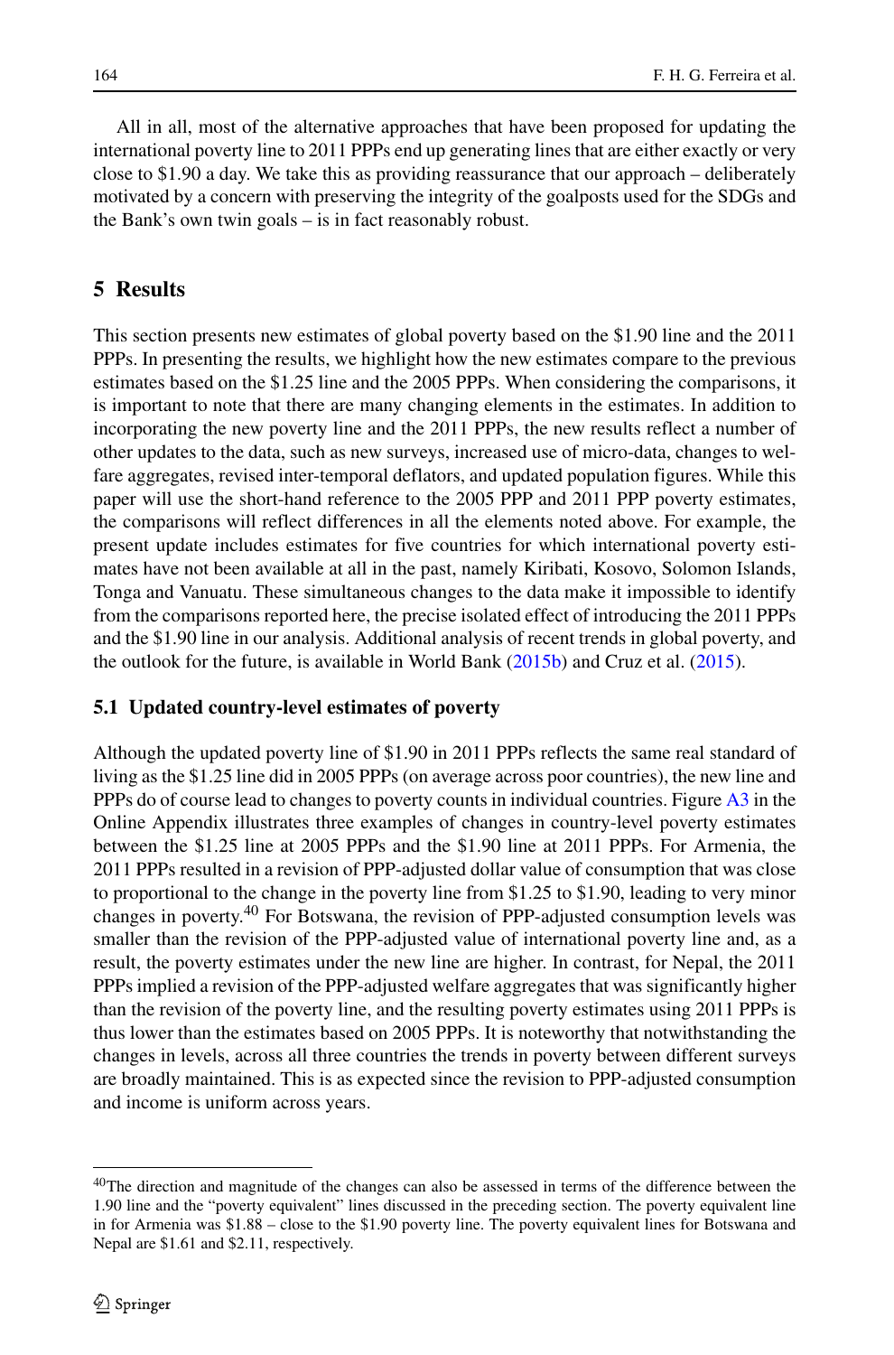All in all, most of the alternative approaches that have been proposed for updating the international poverty line to 2011 PPPs end up generating lines that are either exactly or very close to $1.90 a day. We take this as providing reassurance that our approach – deliberately motivated by a concern with preserving the integrity of the goalposts used for the SDGs and the Bank's own twin goals – is in fact reasonably robust.

## 5 Results

This section presents new estimates of global poverty based on the $1.90 line and the 2011 PPPs. In presenting the results, we highlight how the new estimates compare to the previous estimates based on the $1.25 line and the 2005 PPPs. When considering the comparisons, it is important to note that there are many changing elements in the estimates. In addition to incorporating the new poverty line and the 2011 PPPs, the new results reflect a number of other updates to the data, such as new surveys, increased use of micro-data, changes to welfare aggregates, revised inter-temporal deflators, and updated population figures. While this paper will use the short-hand reference to the 2005 PPP and 2011 PPP poverty estimates, the comparisons will reflect differences in all the elements noted above. For example, the present update includes estimates for five countries for which international poverty estimates have not been available at all in the past, namely Kiribati, Kosovo, Solomon Islands, Tonga and Vanuatu. These simultaneous changes to the data make it impossible to identify from the comparisons reported here, the precise isolated effect of introducing the 2011 PPPs and the $1.90 line in our analysis. Additional analysis of recent trends in global poverty, and the outlook for the future, is available in World Bank (2015b) and Cruz et al. (2015).

### 5.1 Updated country-level estimates of poverty

Although the updated poverty line of $1.90 in 2011 PPPs reflects the same real standard of living as the $1.25 line did in 2005 PPPs (on average across poor countries), the new line and PPPs do of course lead to changes to poverty counts in individual countries. Figure A3 in the Online Appendix illustrates three examples of changes in country-level poverty estimates between the $1.25 line at 2005 PPPs and the $1.90 line at 2011 PPPs. For Armenia, the 2011 PPPs resulted in a revision of PPP-adjusted dollar value of consumption that was close to proportional to the change in the poverty line from $1.25 to $1.90, leading to very minor changes in poverty.[40] For Botswana, the revision of PPP-adjusted consumption levels was smaller than the revision of the PPP-adjusted value of international poverty line and, as a result, the poverty estimates under the new line are higher. In contrast, for Nepal, the 2011 PPPs implied a revision of the PPP-adjusted welfare aggregates that was significantly higher than the revision of the poverty line, and the resulting poverty estimates using 2011 PPPs is thus lower than the estimates based on 2005 PPPs. It is noteworthy that notwithstanding the changes in levels, across all three countries the trends in poverty between different surveys are broadly maintained. This is as expected since the revision to PPP-adjusted consumption and income is uniform across years.

---

[40]The direction and magnitude of the changes can also be assessed in terms of the difference between the 1.90 line and the "poverty equivalent" lines discussed in the preceding section. The poverty equivalent line in for Armenia was $1.88 – close to the $1.90 poverty line. The poverty equivalent lines for Botswana and Nepal are $1.61 and $2.11, respectively.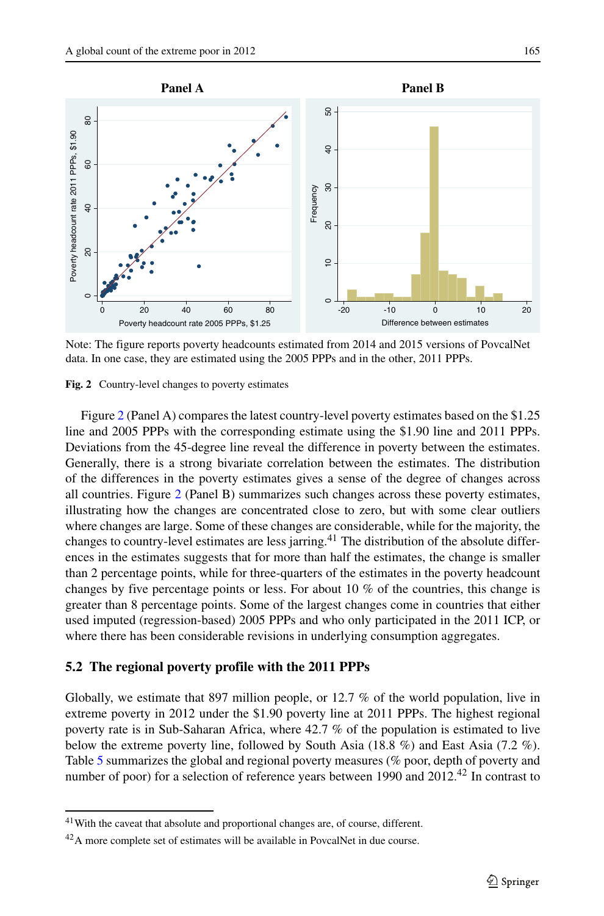**Panel A** **Panel B**

Note: The figure reports poverty headcounts estimated from 2014 and 2015 versions of PovcalNet data. In one case, they are estimated using the 2005 PPPs and in the other, 2011 PPPs.

**Fig. 2** Country-level changes to poverty estimates

Figure 2 (Panel A) compares the latest country-level poverty estimates based on the \$1.25 line and 2005 PPPs with the corresponding estimate using the \$1.90 line and 2011 PPPs. Deviations from the 45-degree line reveal the difference in poverty between the estimates. Generally, there is a strong bivariate correlation between the estimates. The distribution of the differences in the poverty estimates gives a sense of the degree of changes across all countries. Figure 2 (Panel B) summarizes such changes across these poverty estimates, illustrating how the changes are concentrated close to zero, but with some clear outliers where changes are large. Some of these changes are considerable, while for the majority, the changes to country-level estimates are less jarring.[41] The distribution of the absolute differences in the estimates suggests that for more than half the estimates, the change is smaller than 2 percentage points, while for three-quarters of the estimates in the poverty headcount changes by five percentage points or less. For about 10 % of the countries, this change is greater than 8 percentage points. Some of the largest changes come in countries that either used imputed (regression-based) 2005 PPPs and who only participated in the 2011 ICP, or where there has been considerable revisions in underlying consumption aggregates.

### 5.2 The regional poverty profile with the 2011 PPPs

Globally, we estimate that 897 million people, or 12.7 % of the world population, live in extreme poverty in 2012 under the \$1.90 poverty line at 2011 PPPs. The highest regional poverty rate is in Sub-Saharan Africa, where 42.7 % of the population is estimated to live below the extreme poverty line, followed by South Asia (18.8 %) and East Asia (7.2 %). Table 5 summarizes the global and regional poverty measures (% poor, depth of poverty and number of poor) for a selection of reference years between 1990 and 2012.[42] In contrast to

[41] With the caveat that absolute and proportional changes are, of course, different.

[42] A more complete set of estimates will be available in PovcalNet in due course.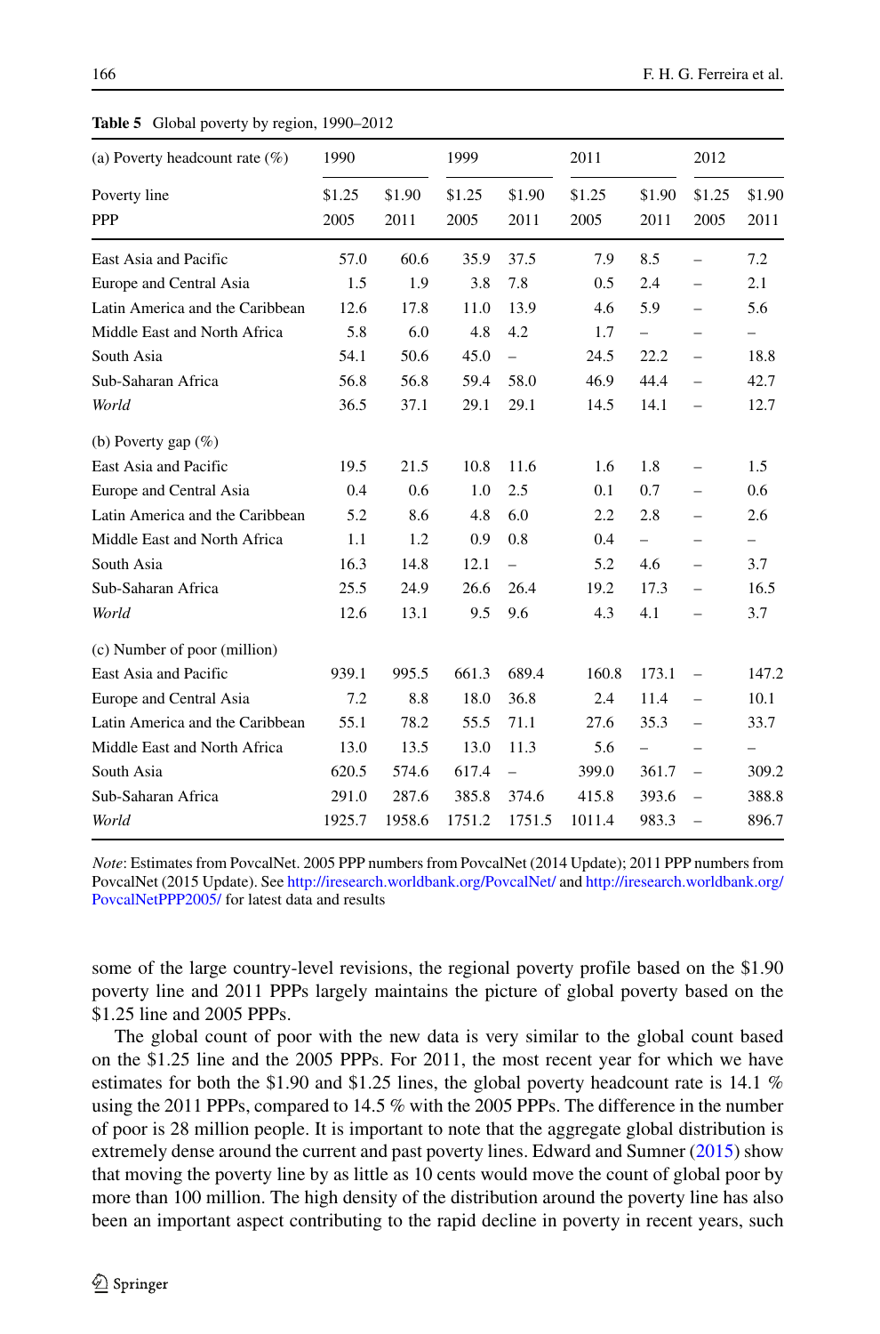**Table 5** Global poverty by region, 1990–2012

| (a) Poverty headcount rate (%) | 1990 | | 1999 | | 2011 | | 2012 | |
|---|---|---|---|---|---|---|---|---|
| Poverty line | $1.25 | $1.90 | $1.25 | $1.90 | $1.25 | $1.90 | $1.25 | $1.90 |
| PPP | 2005 | 2011 | 2005 | 2011 | 2005 | 2011 | 2005 | 2011 |
| East Asia and Pacific | 57.0 | 60.6 | 35.9 | 37.5 | 7.9 | 8.5 | – | 7.2 |
| Europe and Central Asia | 1.5 | 1.9 | 3.8 | 7.8 | 0.5 | 2.4 | – | 2.1 |
| Latin America and the Caribbean | 12.6 | 17.8 | 11.0 | 13.9 | 4.6 | 5.9 | – | 5.6 |
| Middle East and North Africa | 5.8 | 6.0 | 4.8 | 4.2 | 1.7 | – | – | – |
| South Asia | 54.1 | 50.6 | 45.0 | – | 24.5 | 22.2 | – | 18.8 |
| Sub-Saharan Africa | 56.8 | 56.8 | 59.4 | 58.0 | 46.9 | 44.4 | – | 42.7 |
| *World* | 36.5 | 37.1 | 29.1 | 29.1 | 14.5 | 14.1 | – | 12.7 |
| (b) Poverty gap (%) | | | | | | | | |
| East Asia and Pacific | 19.5 | 21.5 | 10.8 | 11.6 | 1.6 | 1.8 | – | 1.5 |
| Europe and Central Asia | 0.4 | 0.6 | 1.0 | 2.5 | 0.1 | 0.7 | – | 0.6 |
| Latin America and the Caribbean | 5.2 | 8.6 | 4.8 | 6.0 | 2.2 | 2.8 | – | 2.6 |
| Middle East and North Africa | 1.1 | 1.2 | 0.9 | 0.8 | 0.4 | – | – | – |
| South Asia | 16.3 | 14.8 | 12.1 | – | 5.2 | 4.6 | – | 3.7 |
| Sub-Saharan Africa | 25.5 | 24.9 | 26.6 | 26.4 | 19.2 | 17.3 | – | 16.5 |
| *World* | 12.6 | 13.1 | 9.5 | 9.6 | 4.3 | 4.1 | – | 3.7 |
| (c) Number of poor (million) | | | | | | | | |
| East Asia and Pacific | 939.1 | 995.5 | 661.3 | 689.4 | 160.8 | 173.1 | – | 147.2 |
| Europe and Central Asia | 7.2 | 8.8 | 18.0 | 36.8 | 2.4 | 11.4 | – | 10.1 |
| Latin America and the Caribbean | 55.1 | 78.2 | 55.5 | 71.1 | 27.6 | 35.3 | – | 33.7 |
| Middle East and North Africa | 13.0 | 13.5 | 13.0 | 11.3 | 5.6 | – | – | – |
| South Asia | 620.5 | 574.6 | 617.4 | – | 399.0 | 361.7 | – | 309.2 |
| Sub-Saharan Africa | 291.0 | 287.6 | 385.8 | 374.6 | 415.8 | 393.6 | – | 388.8 |
| *World* | 1925.7 | 1958.6 | 1751.2 | 1751.5 | 1011.4 | 983.3 | – | 896.7 |

*Note*: Estimates from PovcalNet. 2005 PPP numbers from PovcalNet (2014 Update); 2011 PPP numbers from PovcalNet (2015 Update). See http://iresearch.worldbank.org/PovcalNet/ and http://iresearch.worldbank.org/PovcalNetPPP2005/ for latest data and results

some of the large country-level revisions, the regional poverty profile based on the $1.90 poverty line and 2011 PPPs largely maintains the picture of global poverty based on the $1.25 line and 2005 PPPs.

The global count of poor with the new data is very similar to the global count based on the $1.25 line and the 2005 PPPs. For 2011, the most recent year for which we have estimates for both the $1.90 and $1.25 lines, the global poverty headcount rate is 14.1 % using the 2011 PPPs, compared to 14.5 % with the 2005 PPPs. The difference in the number of poor is 28 million people. It is important to note that the aggregate global distribution is extremely dense around the current and past poverty lines. Edward and Sumner (2015) show that moving the poverty line by as little as 10 cents would move the count of global poor by more than 100 million. The high density of the distribution around the poverty line has also been an important aspect contributing to the rapid decline in poverty in recent years, such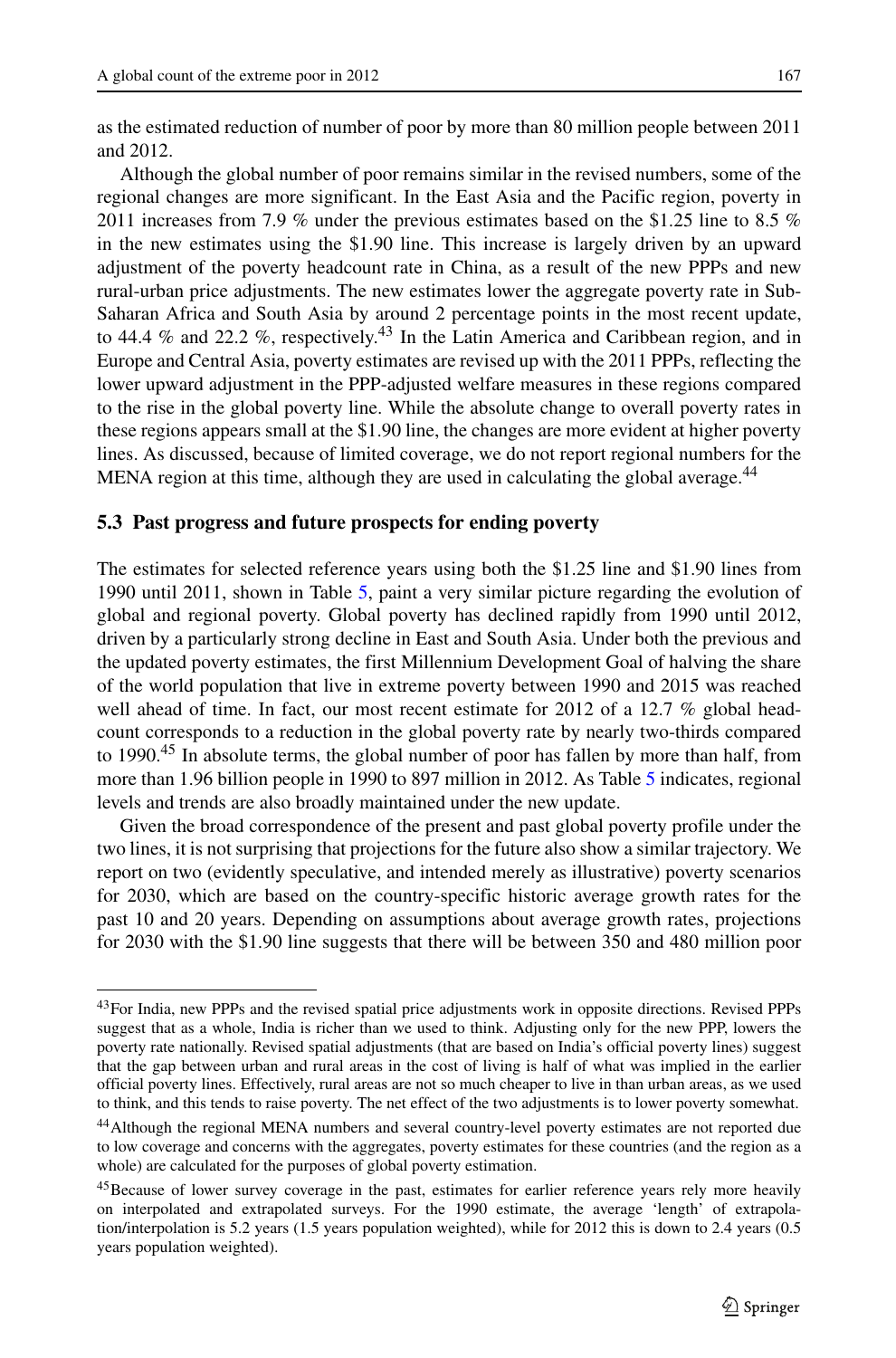as the estimated reduction of number of poor by more than 80 million people between 2011 and 2012.

Although the global number of poor remains similar in the revised numbers, some of the regional changes are more significant. In the East Asia and the Pacific region, poverty in 2011 increases from 7.9 % under the previous estimates based on the \$1.25 line to 8.5 % in the new estimates using the \$1.90 line. This increase is largely driven by an upward adjustment of the poverty headcount rate in China, as a result of the new PPPs and new rural-urban price adjustments. The new estimates lower the aggregate poverty rate in Sub-Saharan Africa and South Asia by around 2 percentage points in the most recent update, to 44.4 % and 22.2 %, respectively.[43] In the Latin America and Caribbean region, and in Europe and Central Asia, poverty estimates are revised up with the 2011 PPPs, reflecting the lower upward adjustment in the PPP-adjusted welfare measures in these regions compared to the rise in the global poverty line. While the absolute change to overall poverty rates in these regions appears small at the \$1.90 line, the changes are more evident at higher poverty lines. As discussed, because of limited coverage, we do not report regional numbers for the MENA region at this time, although they are used in calculating the global average.[44]

### 5.3 Past progress and future prospects for ending poverty

The estimates for selected reference years using both the \$1.25 line and \$1.90 lines from 1990 until 2011, shown in Table 5, paint a very similar picture regarding the evolution of global and regional poverty. Global poverty has declined rapidly from 1990 until 2012, driven by a particularly strong decline in East and South Asia. Under both the previous and the updated poverty estimates, the first Millennium Development Goal of halving the share of the world population that live in extreme poverty between 1990 and 2015 was reached well ahead of time. In fact, our most recent estimate for 2012 of a 12.7 % global headcount corresponds to a reduction in the global poverty rate by nearly two-thirds compared to 1990.[45] In absolute terms, the global number of poor has fallen by more than half, from more than 1.96 billion people in 1990 to 897 million in 2012. As Table 5 indicates, regional levels and trends are also broadly maintained under the new update.

Given the broad correspondence of the present and past global poverty profile under the two lines, it is not surprising that projections for the future also show a similar trajectory. We report on two (evidently speculative, and intended merely as illustrative) poverty scenarios for 2030, which are based on the country-specific historic average growth rates for the past 10 and 20 years. Depending on assumptions about average growth rates, projections for 2030 with the \$1.90 line suggests that there will be between 350 and 480 million poor

---

[43] For India, new PPPs and the revised spatial price adjustments work in opposite directions. Revised PPPs suggest that as a whole, India is richer than we used to think. Adjusting only for the new PPP, lowers the poverty rate nationally. Revised spatial adjustments (that are based on India's official poverty lines) suggest that the gap between urban and rural areas in the cost of living is half of what was implied in the earlier official poverty lines. Effectively, rural areas are not so much cheaper to live in than urban areas, as we used to think, and this tends to raise poverty. The net effect of the two adjustments is to lower poverty somewhat.

[44] Although the regional MENA numbers and several country-level poverty estimates are not reported due to low coverage and concerns with the aggregates, poverty estimates for these countries (and the region as a whole) are calculated for the purposes of global poverty estimation.

[45] Because of lower survey coverage in the past, estimates for earlier reference years rely more heavily on interpolated and extrapolated surveys. For the 1990 estimate, the average 'length' of extrapolation/interpolation is 5.2 years (1.5 years population weighted), while for 2012 this is down to 2.4 years (0.5 years population weighted).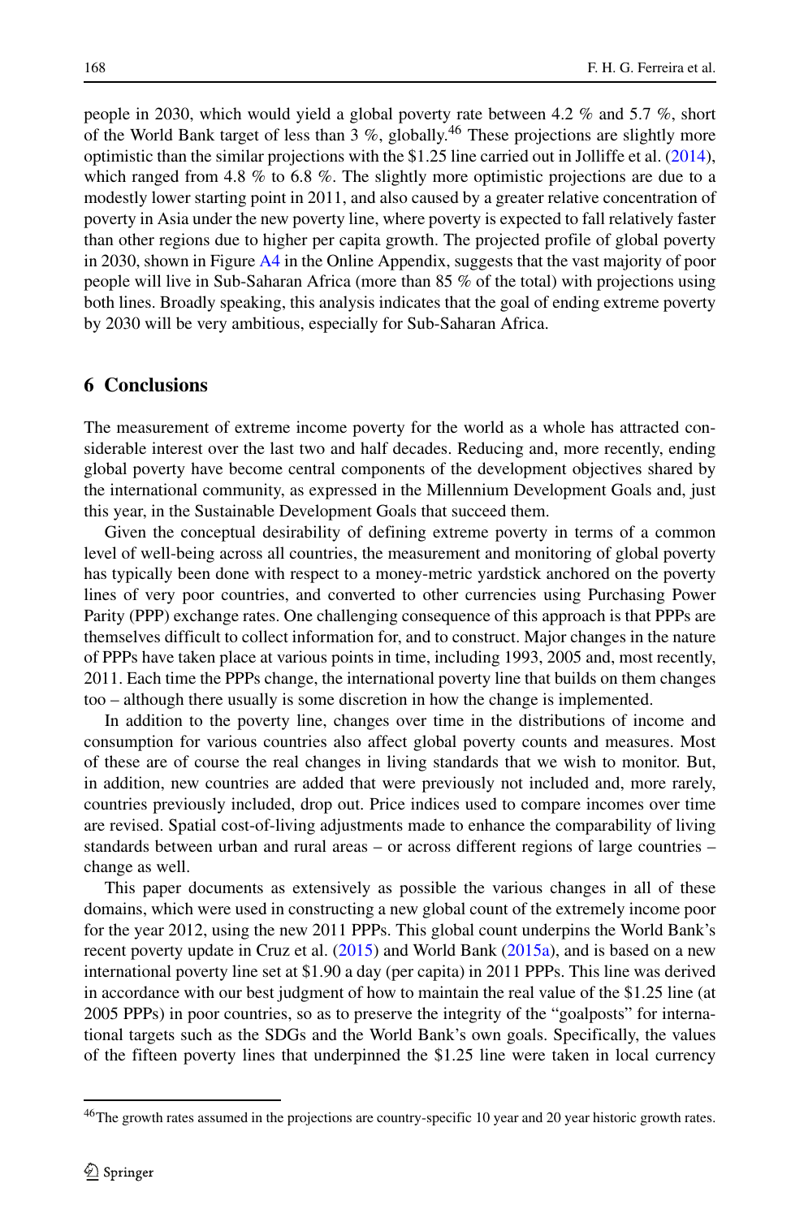people in 2030, which would yield a global poverty rate between 4.2 % and 5.7 %, short of the World Bank target of less than 3 %, globally.[46] These projections are slightly more optimistic than the similar projections with the $1.25 line carried out in Jolliffe et al. (2014), which ranged from 4.8 % to 6.8 %. The slightly more optimistic projections are due to a modestly lower starting point in 2011, and also caused by a greater relative concentration of poverty in Asia under the new poverty line, where poverty is expected to fall relatively faster than other regions due to higher per capita growth. The projected profile of global poverty in 2030, shown in Figure A4 in the Online Appendix, suggests that the vast majority of poor people will live in Sub-Saharan Africa (more than 85 % of the total) with projections using both lines. Broadly speaking, this analysis indicates that the goal of ending extreme poverty by 2030 will be very ambitious, especially for Sub-Saharan Africa.

## 6 Conclusions

The measurement of extreme income poverty for the world as a whole has attracted considerable interest over the last two and half decades. Reducing and, more recently, ending global poverty have become central components of the development objectives shared by the international community, as expressed in the Millennium Development Goals and, just this year, in the Sustainable Development Goals that succeed them.

Given the conceptual desirability of defining extreme poverty in terms of a common level of well-being across all countries, the measurement and monitoring of global poverty has typically been done with respect to a money-metric yardstick anchored on the poverty lines of very poor countries, and converted to other currencies using Purchasing Power Parity (PPP) exchange rates. One challenging consequence of this approach is that PPPs are themselves difficult to collect information for, and to construct. Major changes in the nature of PPPs have taken place at various points in time, including 1993, 2005 and, most recently, 2011. Each time the PPPs change, the international poverty line that builds on them changes too – although there usually is some discretion in how the change is implemented.

In addition to the poverty line, changes over time in the distributions of income and consumption for various countries also affect global poverty counts and measures. Most of these are of course the real changes in living standards that we wish to monitor. But, in addition, new countries are added that were previously not included and, more rarely, countries previously included, drop out. Price indices used to compare incomes over time are revised. Spatial cost-of-living adjustments made to enhance the comparability of living standards between urban and rural areas – or across different regions of large countries – change as well.

This paper documents as extensively as possible the various changes in all of these domains, which were used in constructing a new global count of the extremely income poor for the year 2012, using the new 2011 PPPs. This global count underpins the World Bank's recent poverty update in Cruz et al. (2015) and World Bank (2015a), and is based on a new international poverty line set at $1.90 a day (per capita) in 2011 PPPs. This line was derived in accordance with our best judgment of how to maintain the real value of the $1.25 line (at 2005 PPPs) in poor countries, so as to preserve the integrity of the "goalposts" for international targets such as the SDGs and the World Bank's own goals. Specifically, the values of the fifteen poverty lines that underpinned the $1.25 line were taken in local currency

[46]The growth rates assumed in the projections are country-specific 10 year and 20 year historic growth rates.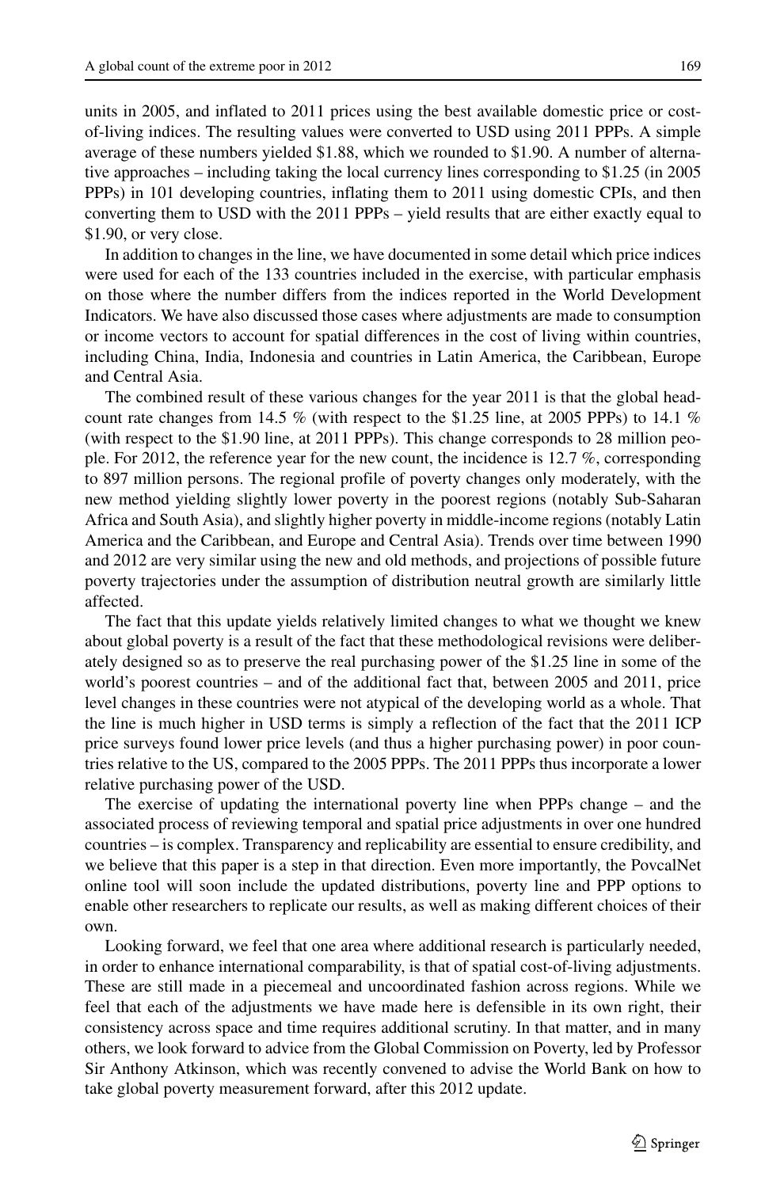units in 2005, and inflated to 2011 prices using the best available domestic price or cost-of-living indices. The resulting values were converted to USD using 2011 PPPs. A simple average of these numbers yielded \$1.88, which we rounded to \$1.90. A number of alternative approaches – including taking the local currency lines corresponding to \$1.25 (in 2005 PPPs) in 101 developing countries, inflating them to 2011 using domestic CPIs, and then converting them to USD with the 2011 PPPs – yield results that are either exactly equal to \$1.90, or very close.

In addition to changes in the line, we have documented in some detail which price indices were used for each of the 133 countries included in the exercise, with particular emphasis on those where the number differs from the indices reported in the World Development Indicators. We have also discussed those cases where adjustments are made to consumption or income vectors to account for spatial differences in the cost of living within countries, including China, India, Indonesia and countries in Latin America, the Caribbean, Europe and Central Asia.

The combined result of these various changes for the year 2011 is that the global headcount rate changes from 14.5 % (with respect to the \$1.25 line, at 2005 PPPs) to 14.1 % (with respect to the \$1.90 line, at 2011 PPPs). This change corresponds to 28 million people. For 2012, the reference year for the new count, the incidence is 12.7 %, corresponding to 897 million persons. The regional profile of poverty changes only moderately, with the new method yielding slightly lower poverty in the poorest regions (notably Sub-Saharan Africa and South Asia), and slightly higher poverty in middle-income regions (notably Latin America and the Caribbean, and Europe and Central Asia). Trends over time between 1990 and 2012 are very similar using the new and old methods, and projections of possible future poverty trajectories under the assumption of distribution neutral growth are similarly little affected.

The fact that this update yields relatively limited changes to what we thought we knew about global poverty is a result of the fact that these methodological revisions were deliberately designed so as to preserve the real purchasing power of the \$1.25 line in some of the world's poorest countries – and of the additional fact that, between 2005 and 2011, price level changes in these countries were not atypical of the developing world as a whole. That the line is much higher in USD terms is simply a reflection of the fact that the 2011 ICP price surveys found lower price levels (and thus a higher purchasing power) in poor countries relative to the US, compared to the 2005 PPPs. The 2011 PPPs thus incorporate a lower relative purchasing power of the USD.

The exercise of updating the international poverty line when PPPs change – and the associated process of reviewing temporal and spatial price adjustments in over one hundred countries – is complex. Transparency and replicability are essential to ensure credibility, and we believe that this paper is a step in that direction. Even more importantly, the PovcalNet online tool will soon include the updated distributions, poverty line and PPP options to enable other researchers to replicate our results, as well as making different choices of their own.

Looking forward, we feel that one area where additional research is particularly needed, in order to enhance international comparability, is that of spatial cost-of-living adjustments. These are still made in a piecemeal and uncoordinated fashion across regions. While we feel that each of the adjustments we have made here is defensible in its own right, their consistency across space and time requires additional scrutiny. In that matter, and in many others, we look forward to advice from the Global Commission on Poverty, led by Professor Sir Anthony Atkinson, which was recently convened to advise the World Bank on how to take global poverty measurement forward, after this 2012 update.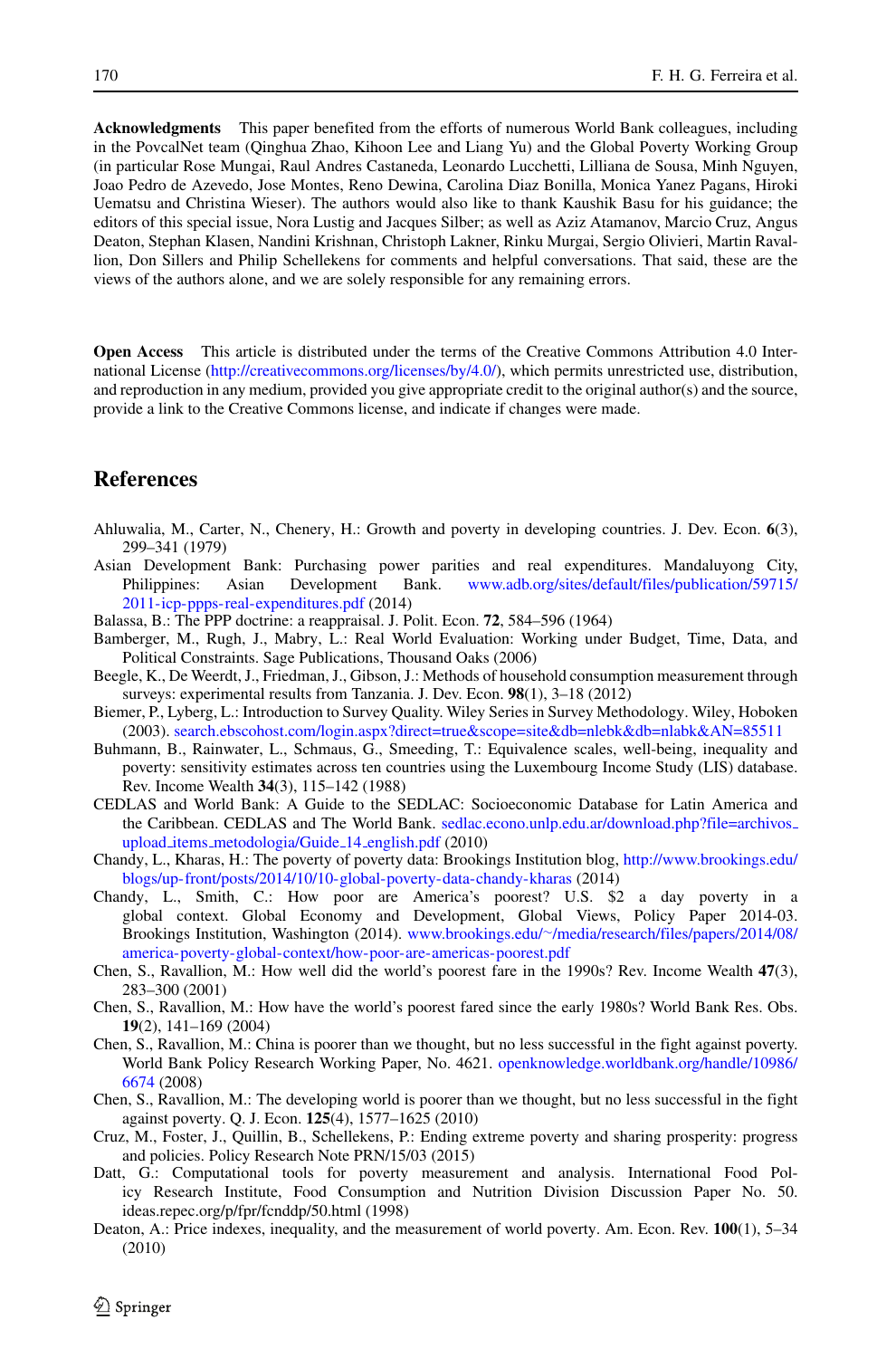**Acknowledgments** This paper benefited from the efforts of numerous World Bank colleagues, including in the PovcalNet team (Qinghua Zhao, Kihoon Lee and Liang Yu) and the Global Poverty Working Group (in particular Rose Mungai, Raul Andres Castaneda, Leonardo Lucchetti, Lilliana de Sousa, Minh Nguyen, Joao Pedro de Azevedo, Jose Montes, Reno Dewina, Carolina Diaz Bonilla, Monica Yanez Pagans, Hiroki Uematsu and Christina Wieser). The authors would also like to thank Kaushik Basu for his guidance; the editors of this special issue, Nora Lustig and Jacques Silber; as well as Aziz Atamanov, Marcio Cruz, Angus Deaton, Stephan Klasen, Nandini Krishnan, Christoph Lakner, Rinku Murgai, Sergio Olivieri, Martin Ravallion, Don Sillers and Philip Schellekens for comments and helpful conversations. That said, these are the views of the authors alone, and we are solely responsible for any remaining errors.

**Open Access** This article is distributed under the terms of the Creative Commons Attribution 4.0 International License (http://creativecommons.org/licenses/by/4.0/), which permits unrestricted use, distribution, and reproduction in any medium, provided you give appropriate credit to the original author(s) and the source, provide a link to the Creative Commons license, and indicate if changes were made.

## References

Ahluwalia, M., Carter, N., Chenery, H.: Growth and poverty in developing countries. J. Dev. Econ. **6**(3), 299–341 (1979)

Asian Development Bank: Purchasing power parities and real expenditures. Mandaluyong City, Philippines: Asian Development Bank. www.adb.org/sites/default/files/publication/59715/2011-icp-ppps-real-expenditures.pdf (2014)

Balassa, B.: The PPP doctrine: a reappraisal. J. Polit. Econ. **72**, 584–596 (1964)

Bamberger, M., Rugh, J., Mabry, L.: Real World Evaluation: Working under Budget, Time, Data, and Political Constraints. Sage Publications, Thousand Oaks (2006)

Beegle, K., De Weerdt, J., Friedman, J., Gibson, J.: Methods of household consumption measurement through surveys: experimental results from Tanzania. J. Dev. Econ. **98**(1), 3–18 (2012)

Biemer, P., Lyberg, L.: Introduction to Survey Quality. Wiley Series in Survey Methodology. Wiley, Hoboken (2003). search.ebscohost.com/login.aspx?direct=true&scope=site&db=nlebk&db=nlabk&AN=85511

Buhmann, B., Rainwater, L., Schmaus, G., Smeeding, T.: Equivalence scales, well-being, inequality and poverty: sensitivity estimates across ten countries using the Luxembourg Income Study (LIS) database. Rev. Income Wealth **34**(3), 115–142 (1988)

CEDLAS and World Bank: A Guide to the SEDLAC: Socioeconomic Database for Latin America and the Caribbean. CEDLAS and The World Bank. sedlac.econo.unlp.edu.ar/download.php?file=archivos_upload_items_metodologia/Guide_14_english.pdf (2010)

Chandy, L., Kharas, H.: The poverty of poverty data: Brookings Institution blog, http://www.brookings.edu/blogs/up-front/posts/2014/10/10-global-poverty-data-chandy-kharas (2014)

Chandy, L., Smith, C.: How poor are America's poorest? U.S. $2 a day poverty in a global context. Global Economy and Development, Global Views, Policy Paper 2014-03. Brookings Institution, Washington (2014). www.brookings.edu/~/media/research/files/papers/2014/08/america-poverty-global-context/how-poor-are-americas-poorest.pdf

Chen, S., Ravallion, M.: How well did the world's poorest fare in the 1990s? Rev. Income Wealth **47**(3), 283–300 (2001)

Chen, S., Ravallion, M.: How have the world's poorest fared since the early 1980s? World Bank Res. Obs. **19**(2), 141–169 (2004)

Chen, S., Ravallion, M.: China is poorer than we thought, but no less successful in the fight against poverty. World Bank Policy Research Working Paper, No. 4621. openknowledge.worldbank.org/handle/10986/6674 (2008)

Chen, S., Ravallion, M.: The developing world is poorer than we thought, but no less successful in the fight against poverty. Q. J. Econ. **125**(4), 1577–1625 (2010)

Cruz, M., Foster, J., Quillin, B., Schellekens, P.: Ending extreme poverty and sharing prosperity: progress and policies. Policy Research Note PRN/15/03 (2015)

Datt, G.: Computational tools for poverty measurement and analysis. International Food Policy Research Institute, Food Consumption and Nutrition Division Discussion Paper No. 50. ideas.repec.org/p/fpr/fcnddp/50.html (1998)

Deaton, A.: Price indexes, inequality, and the measurement of world poverty. Am. Econ. Rev. **100**(1), 5–34 (2010)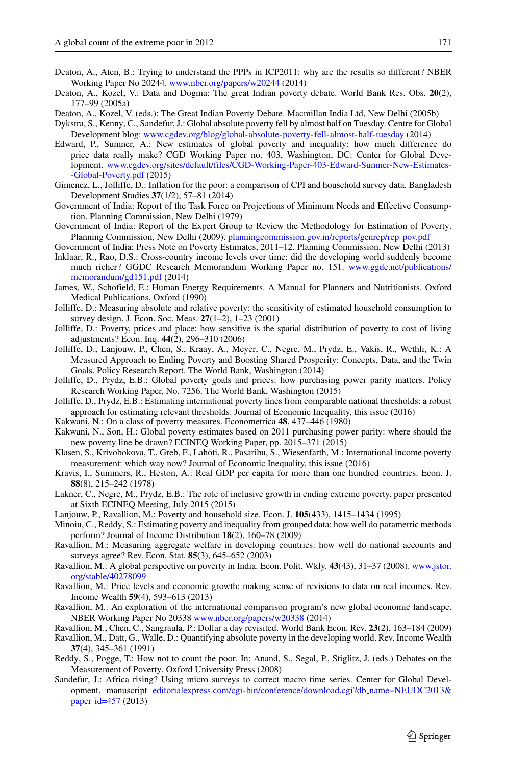Deaton, A., Aten, B.: Trying to understand the PPPs in ICP2011: why are the results so different? NBER Working Paper No 20244. www.nber.org/papers/w20244 (2014)

Deaton, A., Kozel, V.: Data and Dogma: The great Indian poverty debate. World Bank Res. Obs. **20**(2), 177–99 (2005a)

Deaton, A., Kozel, V. (eds.): The Great Indian Poverty Debate. Macmillan India Ltd, New Delhi (2005b)

Dykstra, S., Kenny, C., Sandefur, J.: Global absolute poverty fell by almost half on Tuesday. Centre for Global Development blog: www.cgdev.org/blog/global-absolute-poverty-fell-almost-half-tuesday (2014)

Edward, P., Sumner, A.: New estimates of global poverty and inequality: how much difference do price data really make? CGD Working Paper no. 403, Washington, DC: Center for Global Development. www.cgdev.org/sites/default/files/CGD-Working-Paper-403-Edward-Sumner-New-Estimates-Global-Poverty.pdf (2015)

Gimenez, L., Jolliffe, D.: Inflation for the poor: a comparison of CPI and household survey data. Bangladesh Development Studies **37**(1/2), 57–81 (2014)

Government of India: Report of the Task Force on Projections of Minimum Needs and Effective Consumption. Planning Commission, New Delhi (1979)

Government of India: Report of the Expert Group to Review the Methodology for Estimation of Poverty. Planning Commission, New Delhi (2009). planningcommission.gov.in/reports/genrep/rep_pov.pdf

Government of India: Press Note on Poverty Estimates, 2011–12. Planning Commission, New Delhi (2013)

Inklaar, R., Rao, D.S.: Cross-country income levels over time: did the developing world suddenly become much richer? GGDC Research Memorandum Working Paper no. 151. www.ggdc.net/publications/memorandum/gd151.pdf (2014)

James, W., Schofield, E.: Human Energy Requirements. A Manual for Planners and Nutritionists. Oxford Medical Publications, Oxford (1990)

Jolliffe, D.: Measuring absolute and relative poverty: the sensitivity of estimated household consumption to survey design. J. Econ. Soc. Meas. **27**(1–2), 1–23 (2001)

Jolliffe, D.: Poverty, prices and place: how sensitive is the spatial distribution of poverty to cost of living adjustments? Econ. Inq. **44**(2), 296–310 (2006)

Jolliffe, D., Lanjouw, P., Chen, S., Kraay, A., Meyer, C., Negre, M., Prydz, E., Vakis, R., Wethli, K.: A Measured Approach to Ending Poverty and Boosting Shared Prosperity: Concepts, Data, and the Twin Goals. Policy Research Report. The World Bank, Washington (2014)

Jolliffe, D., Prydz, E.B.: Global poverty goals and prices: how purchasing power parity matters. Policy Research Working Paper, No. 7256. The World Bank, Washington (2015)

Jolliffe, D., Prydz, E.B.: Estimating international poverty lines from comparable national thresholds: a robust approach for estimating relevant thresholds. Journal of Economic Inequality, this issue (2016)

Kakwani, N.: On a class of poverty measures. Econometrica **48**, 437–446 (1980)

Kakwani, N., Son, H.: Global poverty estimates based on 2011 purchasing power parity: where should the new poverty line be drawn? ECINEQ Working Paper, pp. 2015–371 (2015)

Klasen, S., Krivobokova, T., Greb, F., Lahoti, R., Pasaribu, S., Wiesenfarth, M.: International income poverty measurement: which way now? Journal of Economic Inequality, this issue (2016)

Kravis, I., Summers, R., Heston, A.: Real GDP per capita for more than one hundred countries. Econ. J. **88**(8), 215–242 (1978)

Lakner, C., Negre, M., Prydz, E.B.: The role of inclusive growth in ending extreme poverty. paper presented at Sixth ECINEQ Meeting, July 2015 (2015)

Lanjouw, P., Ravallion, M.: Poverty and household size. Econ. J. **105**(433), 1415–1434 (1995)

Minoiu, C., Reddy, S.: Estimating poverty and inequality from grouped data: how well do parametric methods perform? Journal of Income Distribution **18**(2), 160–78 (2009)

Ravallion, M.: Measuring aggregate welfare in developing countries: how well do national accounts and surveys agree? Rev. Econ. Stat. **85**(3), 645–652 (2003)

Ravallion, M.: A global perspective on poverty in India. Econ. Polit. Wkly. **43**(43), 31–37 (2008). www.jstor.org/stable/40278099

Ravallion, M.: Price levels and economic growth: making sense of revisions to data on real incomes. Rev. Income Wealth **59**(4), 593–613 (2013)

Ravallion, M.: An exploration of the international comparison program's new global economic landscape. NBER Working Paper No 20338 www.nber.org/papers/w20338 (2014)

Ravallion, M., Chen, C., Sangraula, P.: Dollar a day revisited. World Bank Econ. Rev. **23**(2), 163–184 (2009)

Ravallion, M., Datt, G., Walle, D.: Quantifying absolute poverty in the developing world. Rev. Income Wealth **37**(4), 345–361 (1991)

Reddy, S., Pogge, T.: How not to count the poor. In: Anand, S., Segal, P., Stiglitz, J. (eds.) Debates on the Measurement of Poverty. Oxford University Press (2008)

Sandefur, J.: Africa rising? Using micro surveys to correct macro time series. Center for Global Development, manuscript editorialexpress.com/cgi-bin/conference/download.cgi?db_name=NEUDC2013&paper_id=457 (2013)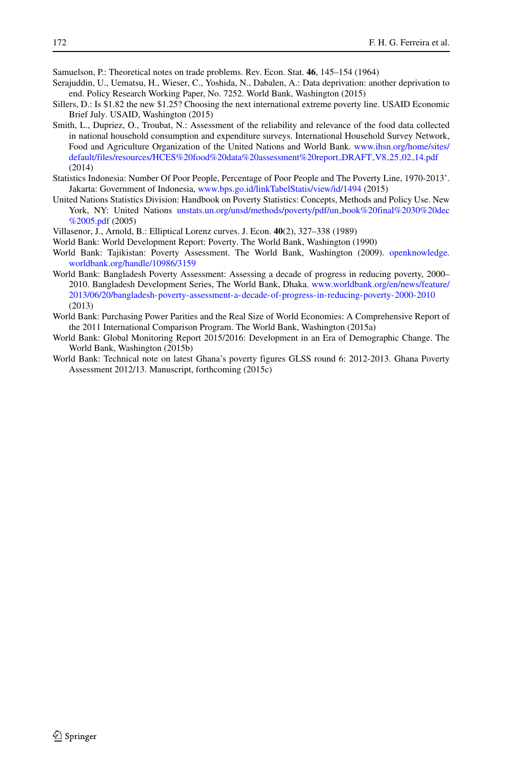Samuelson, P.: Theoretical notes on trade problems. Rev. Econ. Stat. **46**, 145–154 (1964)

Serajuddin, U., Uematsu, H., Wieser, C., Yoshida, N., Dabalen, A.: Data deprivation: another deprivation to end. Policy Research Working Paper, No. 7252. World Bank, Washington (2015)

Sillers, D.: Is $1.82 the new $1.25? Choosing the next international extreme poverty line. USAID Economic Brief July. USAID, Washington (2015)

Smith, L., Dupriez, O., Troubat, N.: Assessment of the reliability and relevance of the food data collected in national household consumption and expenditure surveys. International Household Survey Network, Food and Agriculture Organization of the United Nations and World Bank. www.ihsn.org/home/sites/default/files/resources/HCES%20food%20data%20assessment%20report_DRAFT_V8_25_02_14.pdf (2014)

Statistics Indonesia: Number Of Poor People, Percentage of Poor People and The Poverty Line, 1970-2013'. Jakarta: Government of Indonesia, www.bps.go.id/linkTabelStatis/view/id/1494 (2015)

United Nations Statistics Division: Handbook on Poverty Statistics: Concepts, Methods and Policy Use. New York, NY: United Nations unstats.un.org/unsd/methods/poverty/pdf/un_book%20final%2030%20dec%2005.pdf (2005)

Villasenor, J., Arnold, B.: Elliptical Lorenz curves. J. Econ. **40**(2), 327–338 (1989)

World Bank: World Development Report: Poverty. The World Bank, Washington (1990)

World Bank: Tajikistan: Poverty Assessment. The World Bank, Washington (2009). openknowledge.worldbank.org/handle/10986/3159

World Bank: Bangladesh Poverty Assessment: Assessing a decade of progress in reducing poverty, 2000–2010. Bangladesh Development Series, The World Bank, Dhaka. www.worldbank.org/en/news/feature/2013/06/20/bangladesh-poverty-assessment-a-decade-of-progress-in-reducing-poverty-2000-2010 (2013)

World Bank: Purchasing Power Parities and the Real Size of World Economies: A Comprehensive Report of the 2011 International Comparison Program. The World Bank, Washington (2015a)

World Bank: Global Monitoring Report 2015/2016: Development in an Era of Demographic Change. The World Bank, Washington (2015b)

World Bank: Technical note on latest Ghana's poverty figures GLSS round 6: 2012-2013. Ghana Poverty Assessment 2012/13. Manuscript, forthcoming (2015c)